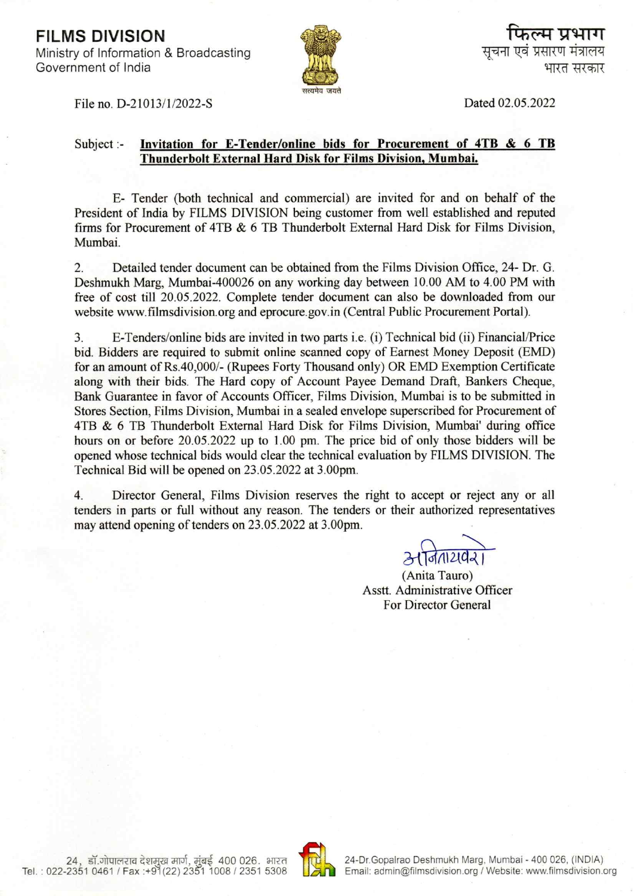**FILMS DIVISION**
Ministry of Information & Broadcasting
Government of India

फिल्म प्रभाग
सूचना एवं प्रसारण मंत्रालय
भारत सरकार

सत्यमेव जयते

File no. D-21013/1/2022-S

Dated 02.05.2022

Subject :- **Invitation for E-Tender/online bids for Procurement of 4TB & 6 TB Thunderbolt External Hard Disk for Films Division, Mumbai.**

E- Tender (both technical and commercial) are invited for and on behalf of the President of India by FILMS DIVISION being customer from well established and reputed firms for Procurement of 4TB & 6 TB Thunderbolt External Hard Disk for Films Division, Mumbai.

2. Detailed tender document can be obtained from the Films Division Office, 24- Dr. G. Deshmukh Marg, Mumbai-400026 on any working day between 10.00 AM to 4.00 PM with free of cost till 20.05.2022. Complete tender document can also be downloaded from our website www.filmsdivision.org and eprocure.gov.in (Central Public Procurement Portal).

3. E-Tenders/online bids are invited in two parts i.e. (i) Technical bid (ii) Financial/Price bid. Bidders are required to submit online scanned copy of Earnest Money Deposit (EMD) for an amount of Rs.40,000/- (Rupees Forty Thousand only) OR EMD Exemption Certificate along with their bids. The Hard copy of Account Payee Demand Draft, Bankers Cheque, Bank Guarantee in favor of Accounts Officer, Films Division, Mumbai is to be submitted in Stores Section, Films Division, Mumbai in a sealed envelope superscribed for Procurement of 4TB & 6 TB Thunderbolt External Hard Disk for Films Division, Mumbai' during office hours on or before 20.05.2022 up to 1.00 pm. The price bid of only those bidders will be opened whose technical bids would clear the technical evaluation by FILMS DIVISION. The Technical Bid will be opened on 23.05.2022 at 3.00pm.

4. Director General, Films Division reserves the right to accept or reject any or all tenders in parts or full without any reason. The tenders or their authorized representatives may attend opening of tenders on 23.05.2022 at 3.00pm.

अनिताटावरो
(Anita Tauro)
Asstt. Administrative Officer
For Director General

24, डॉ.गोपालराव देशमुख मार्ग, मुंबई 400 026. भारत
Tel. : 022-2351 0461 / Fax :+91(22) 2351 1008 / 2351 5308

24-Dr.Gopalrao Deshmukh Marg, Mumbai - 400 026, (INDIA)
Email: admin@filmsdivision.org / Website: www.filmsdivision.org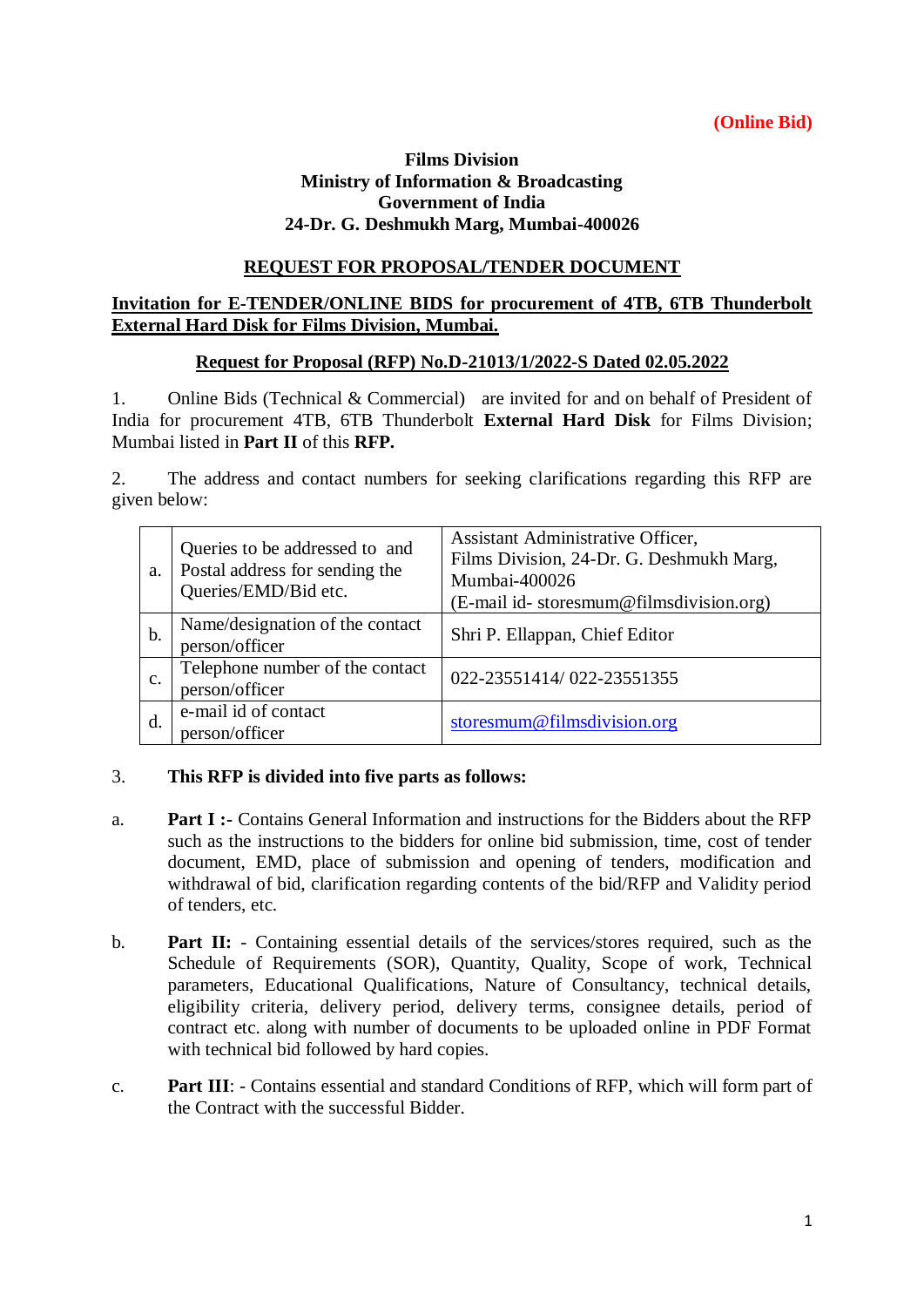**(Online Bid)**

**Films Division**
**Ministry of Information & Broadcasting**
**Government of India**
**24-Dr. G. Deshmukh Marg, Mumbai-400026**

## REQUEST FOR PROPOSAL/TENDER DOCUMENT

**Invitation for E-TENDER/ONLINE BIDS for procurement of 4TB, 6TB Thunderbolt External Hard Disk for Films Division, Mumbai.**

**Request for Proposal (RFP) No.D-21013/1/2022-S Dated 02.05.2022**

1. Online Bids (Technical & Commercial) are invited for and on behalf of President of India for procurement 4TB, 6TB Thunderbolt **External Hard Disk** for Films Division; Mumbai listed in **Part II** of this **RFP.**

2. The address and contact numbers for seeking clarifications regarding this RFP are given below:

| | | |
|---|---|---|
| a. | Queries to be addressed to and Postal address for sending the Queries/EMD/Bid etc. | Assistant Administrative Officer, Films Division, 24-Dr. G. Deshmukh Marg, Mumbai-400026 (E-mail id- storesmum@filmsdivision.org) |
| b. | Name/designation of the contact person/officer | Shri P. Ellappan, Chief Editor |
| c. | Telephone number of the contact person/officer | 022-23551414/ 022-23551355 |
| d. | e-mail id of contact person/officer | storesmum@filmsdivision.org |

3. **This RFP is divided into five parts as follows:**

a. **Part I :-** Contains General Information and instructions for the Bidders about the RFP such as the instructions to the bidders for online bid submission, time, cost of tender document, EMD, place of submission and opening of tenders, modification and withdrawal of bid, clarification regarding contents of the bid/RFP and Validity period of tenders, etc.

b. **Part II:** - Containing essential details of the services/stores required, such as the Schedule of Requirements (SOR), Quantity, Quality, Scope of work, Technical parameters, Educational Qualifications, Nature of Consultancy, technical details, eligibility criteria, delivery period, delivery terms, consignee details, period of contract etc. along with number of documents to be uploaded online in PDF Format with technical bid followed by hard copies.

c. **Part III**: - Contains essential and standard Conditions of RFP, which will form part of the Contract with the successful Bidder.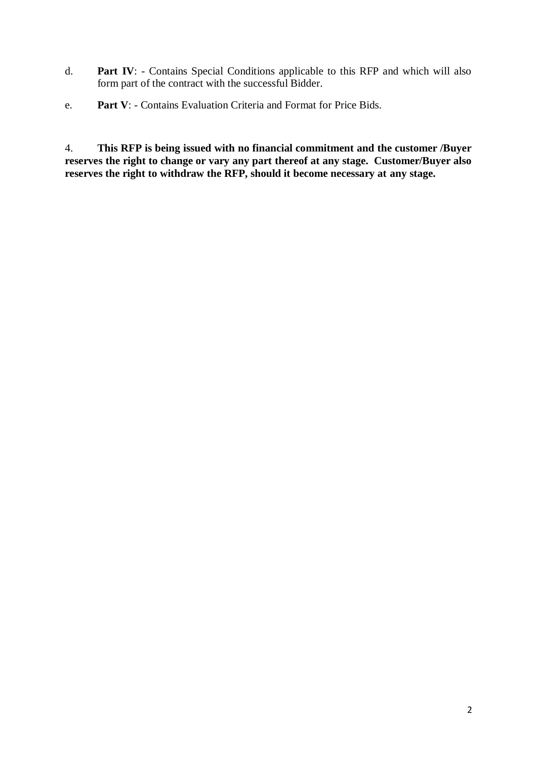d. **Part IV**: - Contains Special Conditions applicable to this RFP and which will also form part of the contract with the successful Bidder.

e. **Part V**: - Contains Evaluation Criteria and Format for Price Bids.

4. **This RFP is being issued with no financial commitment and the customer /Buyer reserves the right to change or vary any part thereof at any stage. Customer/Buyer also reserves the right to withdraw the RFP, should it become necessary at any stage.**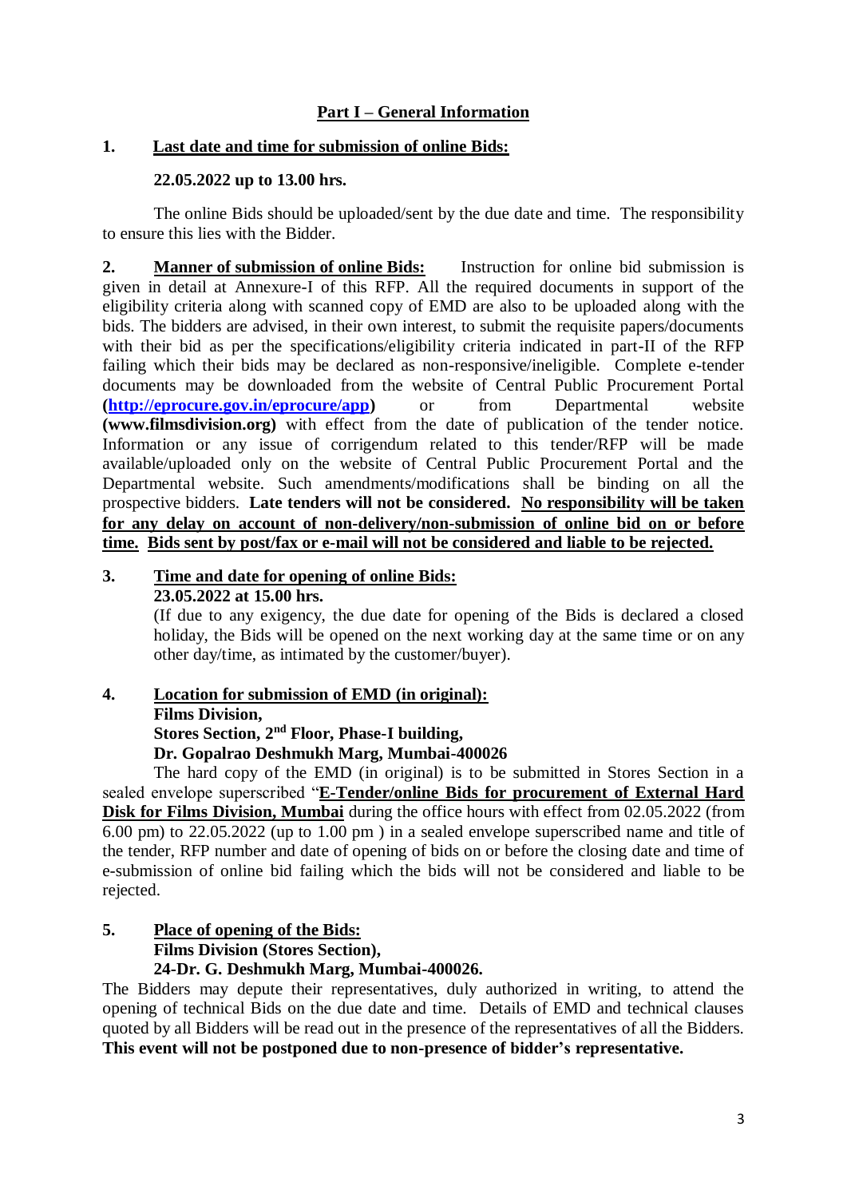## Part I – General Information

**1. Last date and time for submission of online Bids:**

**22.05.2022 up to 13.00 hrs.**

The online Bids should be uploaded/sent by the due date and time. The responsibility to ensure this lies with the Bidder.

**2. Manner of submission of online Bids:** Instruction for online bid submission is given in detail at Annexure-I of this RFP. All the required documents in support of the eligibility criteria along with scanned copy of EMD are also to be uploaded along with the bids. The bidders are advised, in their own interest, to submit the requisite papers/documents with their bid as per the specifications/eligibility criteria indicated in part-II of the RFP failing which their bids may be declared as non-responsive/ineligible. Complete e-tender documents may be downloaded from the website of Central Public Procurement Portal **(http://eprocure.gov.in/eprocure/app)** or from Departmental website **(www.filmsdivision.org)** with effect from the date of publication of the tender notice. Information or any issue of corrigendum related to this tender/RFP will be made available/uploaded only on the website of Central Public Procurement Portal and the Departmental website. Such amendments/modifications shall be binding on all the prospective bidders. **Late tenders will not be considered. No responsibility will be taken for any delay on account of non-delivery/non-submission of online bid on or before time. Bids sent by post/fax or e-mail will not be considered and liable to be rejected.**

**3. Time and date for opening of online Bids:**

**23.05.2022 at 15.00 hrs.**

(If due to any exigency, the due date for opening of the Bids is declared a closed holiday, the Bids will be opened on the next working day at the same time or on any other day/time, as intimated by the customer/buyer).

**4. Location for submission of EMD (in original):**

**Films Division,**
**Stores Section, 2nd Floor, Phase-I building,**
**Dr. Gopalrao Deshmukh Marg, Mumbai-400026**

The hard copy of the EMD (in original) is to be submitted in Stores Section in a sealed envelope superscribed "**E-Tender/online Bids for procurement of External Hard Disk for Films Division, Mumbai** during the office hours with effect from 02.05.2022 (from 6.00 pm) to 22.05.2022 (up to 1.00 pm ) in a sealed envelope superscribed name and title of the tender, RFP number and date of opening of bids on or before the closing date and time of e-submission of online bid failing which the bids will not be considered and liable to be rejected.

**5. Place of opening of the Bids:**

**Films Division (Stores Section),**
**24-Dr. G. Deshmukh Marg, Mumbai-400026.**

The Bidders may depute their representatives, duly authorized in writing, to attend the opening of technical Bids on the due date and time. Details of EMD and technical clauses quoted by all Bidders will be read out in the presence of the representatives of all the Bidders. **This event will not be postponed due to non-presence of bidder's representative.**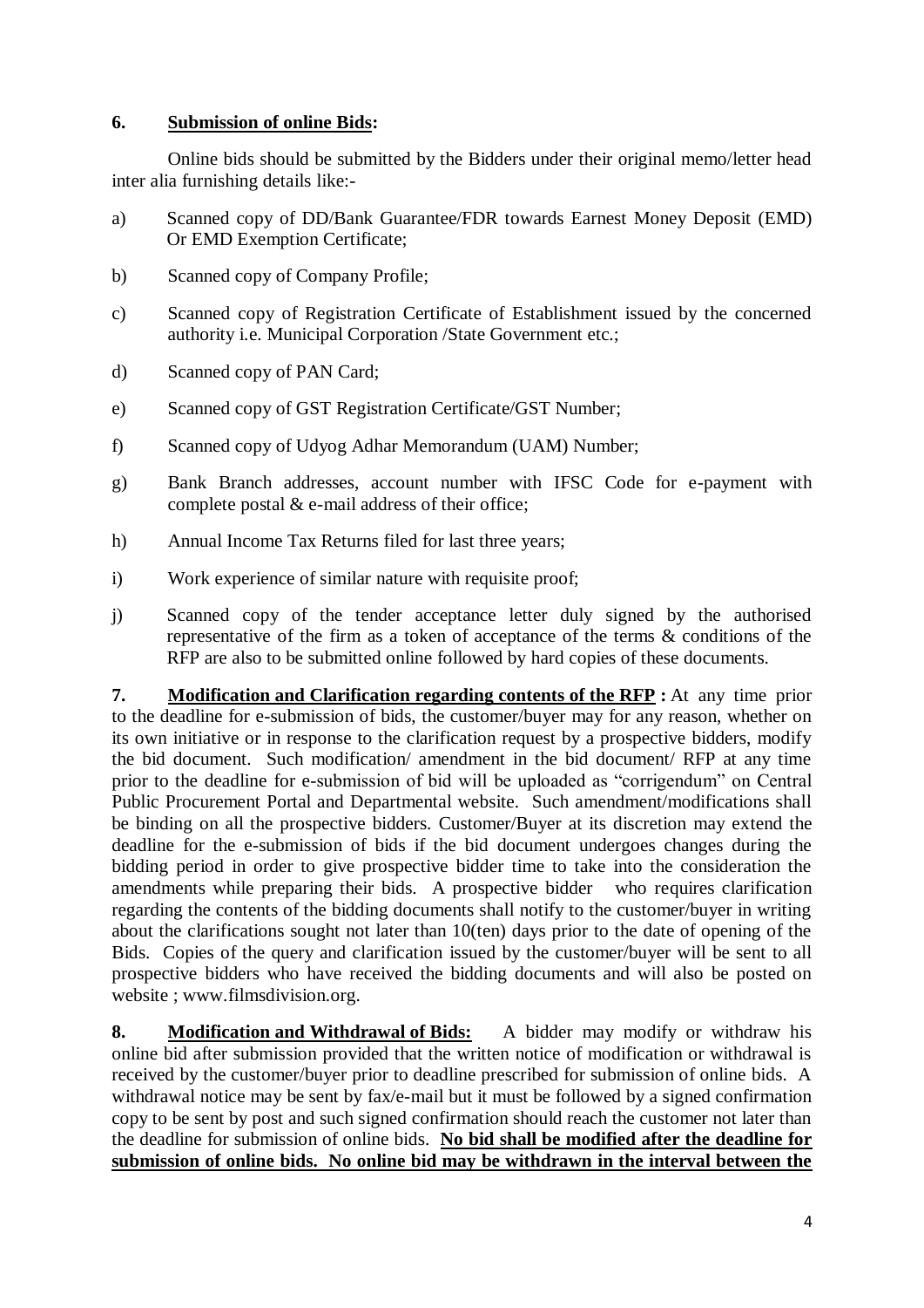**6. Submission of online Bids:**

Online bids should be submitted by the Bidders under their original memo/letter head inter alia furnishing details like:-

a) Scanned copy of DD/Bank Guarantee/FDR towards Earnest Money Deposit (EMD) Or EMD Exemption Certificate;

b) Scanned copy of Company Profile;

c) Scanned copy of Registration Certificate of Establishment issued by the concerned authority i.e. Municipal Corporation /State Government etc.;

d) Scanned copy of PAN Card;

e) Scanned copy of GST Registration Certificate/GST Number;

f) Scanned copy of Udyog Adhar Memorandum (UAM) Number;

g) Bank Branch addresses, account number with IFSC Code for e-payment with complete postal & e-mail address of their office;

h) Annual Income Tax Returns filed for last three years;

i) Work experience of similar nature with requisite proof;

j) Scanned copy of the tender acceptance letter duly signed by the authorised representative of the firm as a token of acceptance of the terms & conditions of the RFP are also to be submitted online followed by hard copies of these documents.

**7. Modification and Clarification regarding contents of the RFP :** At any time prior to the deadline for e-submission of bids, the customer/buyer may for any reason, whether on its own initiative or in response to the clarification request by a prospective bidders, modify the bid document. Such modification/ amendment in the bid document/ RFP at any time prior to the deadline for e-submission of bid will be uploaded as "corrigendum" on Central Public Procurement Portal and Departmental website. Such amendment/modifications shall be binding on all the prospective bidders. Customer/Buyer at its discretion may extend the deadline for the e-submission of bids if the bid document undergoes changes during the bidding period in order to give prospective bidder time to take into the consideration the amendments while preparing their bids. A prospective bidder who requires clarification regarding the contents of the bidding documents shall notify to the customer/buyer in writing about the clarifications sought not later than 10(ten) days prior to the date of opening of the Bids. Copies of the query and clarification issued by the customer/buyer will be sent to all prospective bidders who have received the bidding documents and will also be posted on website ; www.filmsdivision.org.

**8. Modification and Withdrawal of Bids:** A bidder may modify or withdraw his online bid after submission provided that the written notice of modification or withdrawal is received by the customer/buyer prior to deadline prescribed for submission of online bids. A withdrawal notice may be sent by fax/e-mail but it must be followed by a signed confirmation copy to be sent by post and such signed confirmation should reach the customer not later than the deadline for submission of online bids. **No bid shall be modified after the deadline for submission of online bids. No online bid may be withdrawn in the interval between the**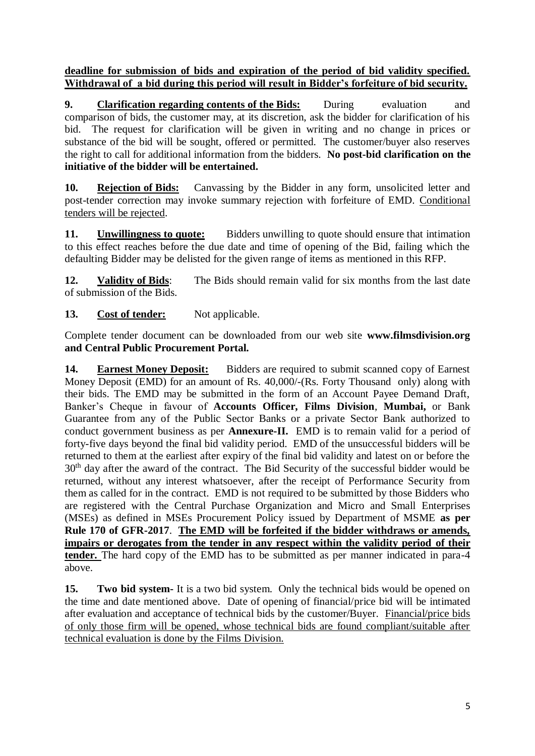**deadline for submission of bids and expiration of the period of bid validity specified. Withdrawal of a bid during this period will result in Bidder's forfeiture of bid security.**

**9. Clarification regarding contents of the Bids:** During evaluation and comparison of bids, the customer may, at its discretion, ask the bidder for clarification of his bid. The request for clarification will be given in writing and no change in prices or substance of the bid will be sought, offered or permitted. The customer/buyer also reserves the right to call for additional information from the bidders. **No post-bid clarification on the initiative of the bidder will be entertained.**

**10. Rejection of Bids:** Canvassing by the Bidder in any form, unsolicited letter and post-tender correction may invoke summary rejection with forfeiture of EMD. Conditional tenders will be rejected.

**11. Unwillingness to quote:** Bidders unwilling to quote should ensure that intimation to this effect reaches before the due date and time of opening of the Bid, failing which the defaulting Bidder may be delisted for the given range of items as mentioned in this RFP.

**12. Validity of Bids**: The Bids should remain valid for six months from the last date of submission of the Bids.

**13. Cost of tender:** Not applicable.

Complete tender document can be downloaded from our web site **www.filmsdivision.org and Central Public Procurement Portal.**

**14. Earnest Money Deposit:** Bidders are required to submit scanned copy of Earnest Money Deposit (EMD) for an amount of Rs. 40,000/-(Rs. Forty Thousand only) along with their bids. The EMD may be submitted in the form of an Account Payee Demand Draft, Banker's Cheque in favour of **Accounts Officer, Films Division**, **Mumbai,** or Bank Guarantee from any of the Public Sector Banks or a private Sector Bank authorized to conduct government business as per **Annexure-II.** EMD is to remain valid for a period of forty-five days beyond the final bid validity period. EMD of the unsuccessful bidders will be returned to them at the earliest after expiry of the final bid validity and latest on or before the 30th day after the award of the contract. The Bid Security of the successful bidder would be returned, without any interest whatsoever, after the receipt of Performance Security from them as called for in the contract. EMD is not required to be submitted by those Bidders who are registered with the Central Purchase Organization and Micro and Small Enterprises (MSEs) as defined in MSEs Procurement Policy issued by Department of MSME **as per Rule 170 of GFR-2017**. **The EMD will be forfeited if the bidder withdraws or amends, impairs or derogates from the tender in any respect within the validity period of their tender.** The hard copy of the EMD has to be submitted as per manner indicated in para-4 above.

**15. Two bid system-** It is a two bid system. Only the technical bids would be opened on the time and date mentioned above. Date of opening of financial/price bid will be intimated after evaluation and acceptance of technical bids by the customer/Buyer. Financial/price bids of only those firm will be opened, whose technical bids are found compliant/suitable after technical evaluation is done by the Films Division.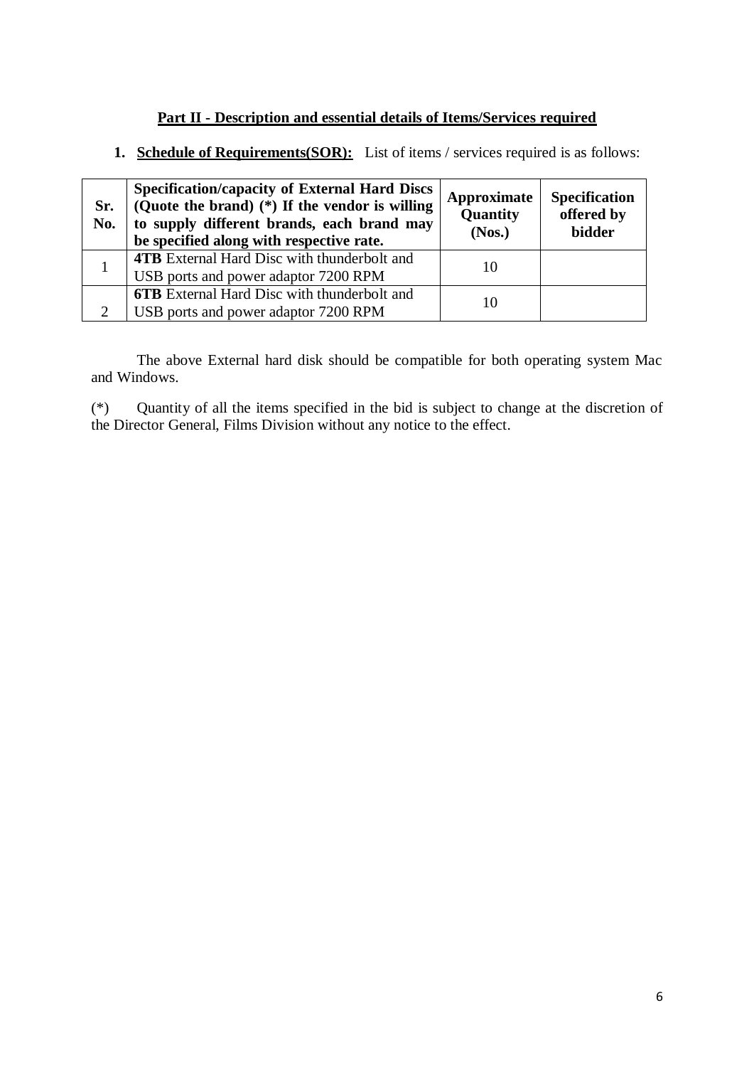## Part II - Description and essential details of Items/Services required

1. **Schedule of Requirements(SOR):** List of items / services required is as follows:

| Sr. No. | Specification/capacity of External Hard Discs (Quote the brand) (*) If the vendor is willing to supply different brands, each brand may be specified along with respective rate. | Approximate Quantity (Nos.) | Specification offered by bidder |
|---|---|---|---|
| 1 | **4TB** External Hard Disc with thunderbolt and USB ports and power adaptor 7200 RPM | 10 | |
| 2 | **6TB** External Hard Disc with thunderbolt and USB ports and power adaptor 7200 RPM | 10 | |

The above External hard disk should be compatible for both operating system Mac and Windows.

(*) Quantity of all the items specified in the bid is subject to change at the discretion of the Director General, Films Division without any notice to the effect.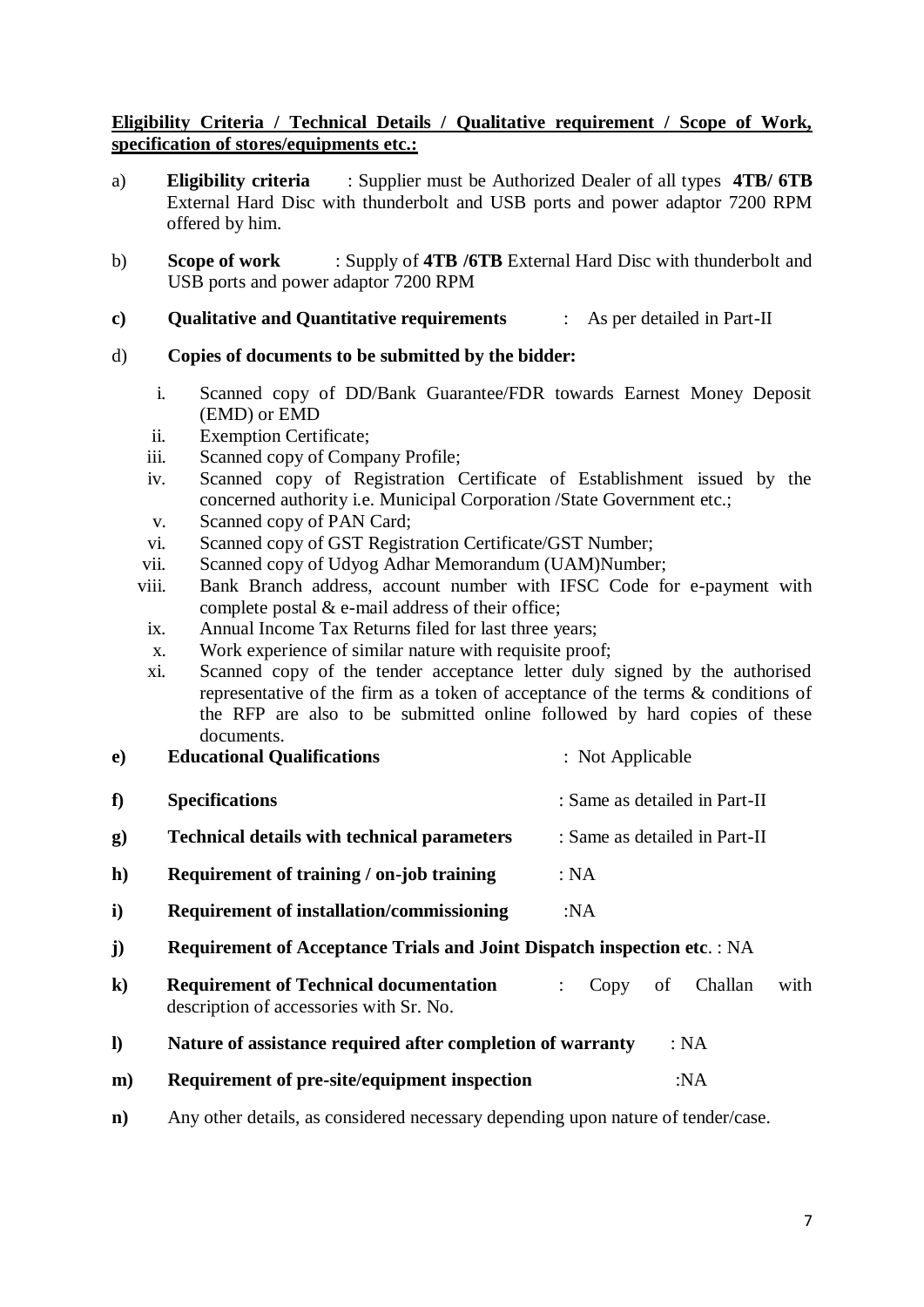**Eligibility Criteria / Technical Details / Qualitative requirement / Scope of Work, specification of stores/equipments etc.:**

a) **Eligibility criteria** : Supplier must be Authorized Dealer of all types **4TB/ 6TB** External Hard Disc with thunderbolt and USB ports and power adaptor 7200 RPM offered by him.

b) **Scope of work** : Supply of **4TB /6TB** External Hard Disc with thunderbolt and USB ports and power adaptor 7200 RPM

**c) Qualitative and Quantitative requirements** : As per detailed in Part-II

d) **Copies of documents to be submitted by the bidder:**

i. Scanned copy of DD/Bank Guarantee/FDR towards Earnest Money Deposit (EMD) or EMD
ii. Exemption Certificate;
iii. Scanned copy of Company Profile;
iv. Scanned copy of Registration Certificate of Establishment issued by the concerned authority i.e. Municipal Corporation /State Government etc.;
v. Scanned copy of PAN Card;
vi. Scanned copy of GST Registration Certificate/GST Number;
vii. Scanned copy of Udyog Adhar Memorandum (UAM)Number;
viii. Bank Branch address, account number with IFSC Code for e-payment with complete postal & e-mail address of their office;
ix. Annual Income Tax Returns filed for last three years;
x. Work experience of similar nature with requisite proof;
xi. Scanned copy of the tender acceptance letter duly signed by the authorised representative of the firm as a token of acceptance of the terms & conditions of the RFP are also to be submitted online followed by hard copies of these documents.

**e) Educational Qualifications** : Not Applicable

**f) Specifications** : Same as detailed in Part-II

**g) Technical details with technical parameters** : Same as detailed in Part-II

**h) Requirement of training / on-job training** : NA

**i) Requirement of installation/commissioning** :NA

**j) Requirement of Acceptance Trials and Joint Dispatch inspection etc**. : NA

**k) Requirement of Technical documentation** : Copy of Challan with description of accessories with Sr. No.

**l) Nature of assistance required after completion of warranty** : NA

**m) Requirement of pre-site/equipment inspection** :NA

**n)** Any other details, as considered necessary depending upon nature of tender/case.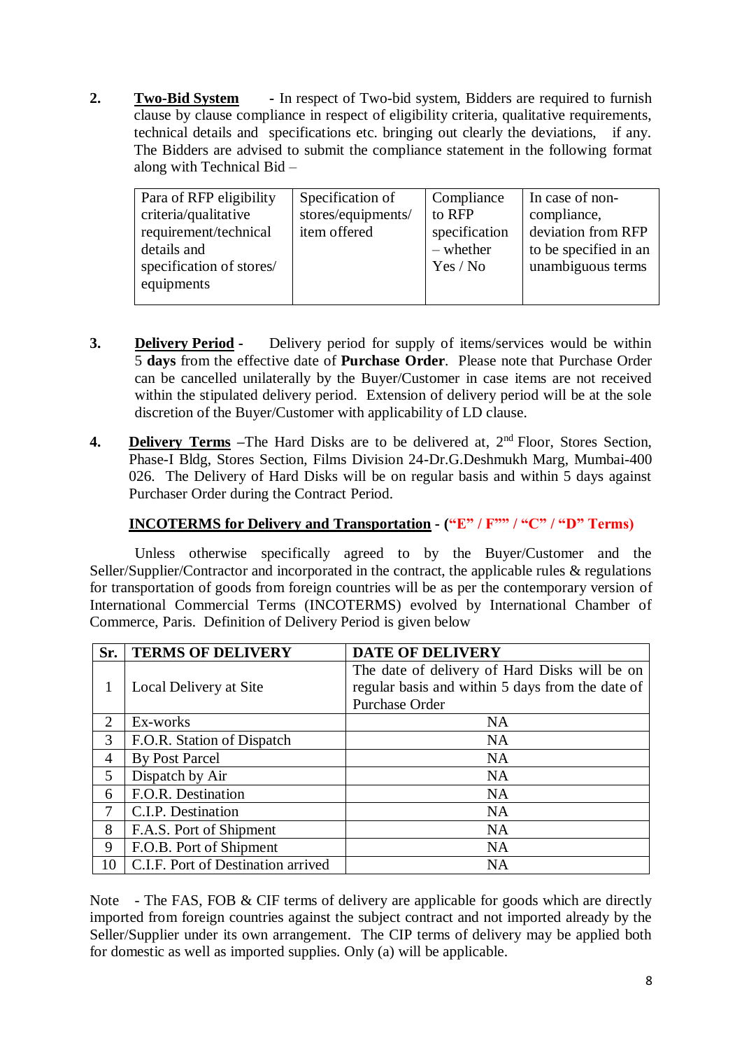2. **Two-Bid System** - In respect of Two-bid system, Bidders are required to furnish clause by clause compliance in respect of eligibility criteria, qualitative requirements, technical details and specifications etc. bringing out clearly the deviations, if any. The Bidders are advised to submit the compliance statement in the following format along with Technical Bid –

| Para of RFP eligibility criteria/qualitative requirement/technical details and specification of stores/ equipments | Specification of stores/equipments/ item offered | Compliance to RFP specification – whether Yes / No | In case of non-compliance, deviation from RFP to be specified in an unambiguous terms |
|---|---|---|---|

3. **Delivery Period** - Delivery period for supply of items/services would be within 5 **days** from the effective date of **Purchase Order**. Please note that Purchase Order can be cancelled unilaterally by the Buyer/Customer in case items are not received within the stipulated delivery period. Extension of delivery period will be at the sole discretion of the Buyer/Customer with applicability of LD clause.

4. **Delivery Terms** –The Hard Disks are to be delivered at, 2nd Floor, Stores Section, Phase-I Bldg, Stores Section, Films Division 24-Dr.G.Deshmukh Marg, Mumbai-400 026. The Delivery of Hard Disks will be on regular basis and within 5 days against Purchaser Order during the Contract Period.

**INCOTERMS for Delivery and Transportation** - **("E" / F"" / "C" / "D" Terms)**

Unless otherwise specifically agreed to by the Buyer/Customer and the Seller/Supplier/Contractor and incorporated in the contract, the applicable rules & regulations for transportation of goods from foreign countries will be as per the contemporary version of International Commercial Terms (INCOTERMS) evolved by International Chamber of Commerce, Paris. Definition of Delivery Period is given below

| Sr. | TERMS OF DELIVERY | DATE OF DELIVERY |
|---|---|---|
| 1 | Local Delivery at Site | The date of delivery of Hard Disks will be on regular basis and within 5 days from the date of Purchase Order |
| 2 | Ex-works | NA |
| 3 | F.O.R. Station of Dispatch | NA |
| 4 | By Post Parcel | NA |
| 5 | Dispatch by Air | NA |
| 6 | F.O.R. Destination | NA |
| 7 | C.I.P. Destination | NA |
| 8 | F.A.S. Port of Shipment | NA |
| 9 | F.O.B. Port of Shipment | NA |
| 10 | C.I.F. Port of Destination arrived | NA |

Note - The FAS, FOB & CIF terms of delivery are applicable for goods which are directly imported from foreign countries against the subject contract and not imported already by the Seller/Supplier under its own arrangement. The CIP terms of delivery may be applied both for domestic as well as imported supplies. Only (a) will be applicable.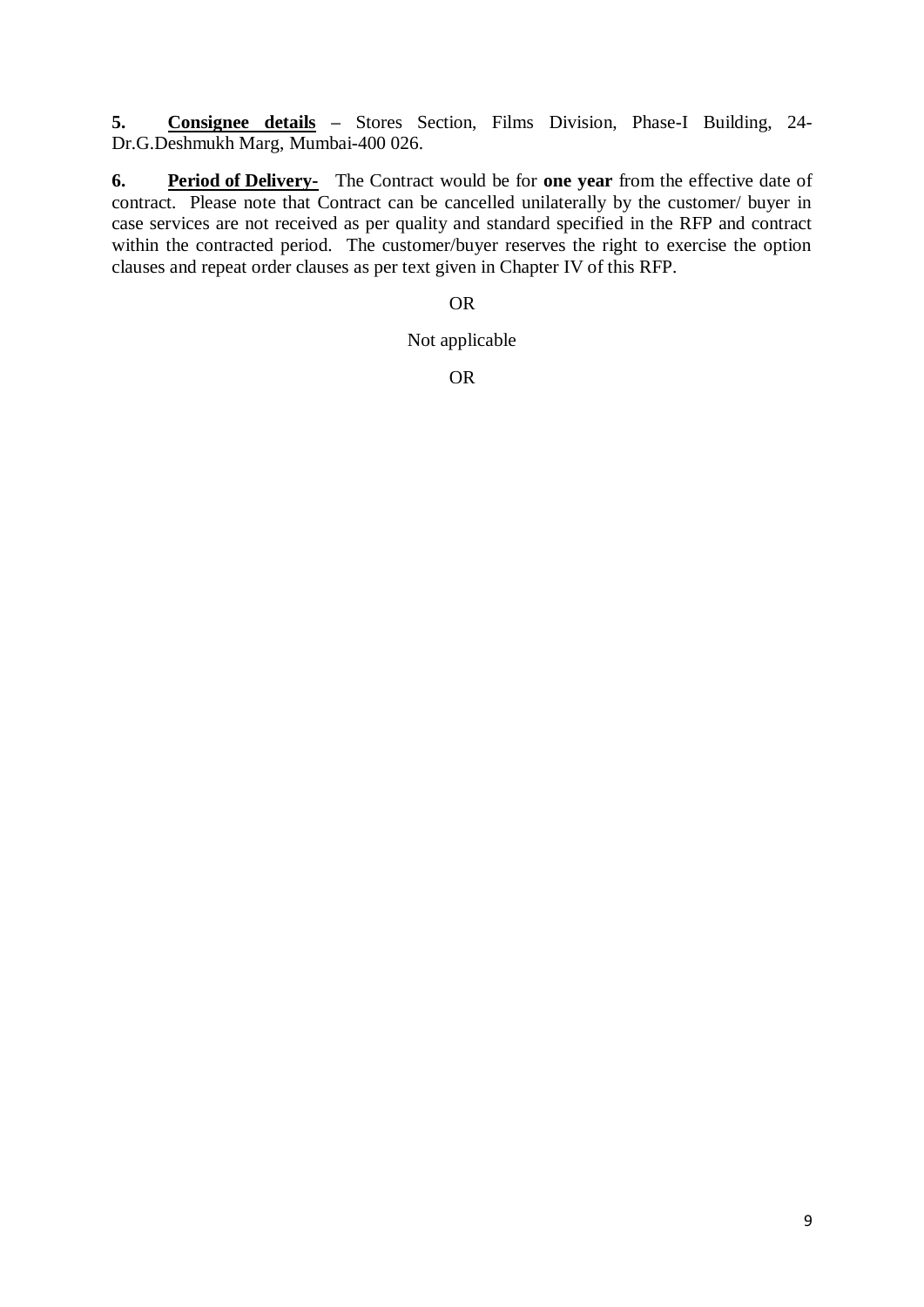**5.** **<u>Consignee details</u>** – Stores Section, Films Division, Phase-I Building, 24-Dr.G.Deshmukh Marg, Mumbai-400 026.

**6.** **<u>Period of Delivery-</u>** The Contract would be for **one year** from the effective date of contract. Please note that Contract can be cancelled unilaterally by the customer/ buyer in case services are not received as per quality and standard specified in the RFP and contract within the contracted period. The customer/buyer reserves the right to exercise the option clauses and repeat order clauses as per text given in Chapter IV of this RFP.

OR

Not applicable

OR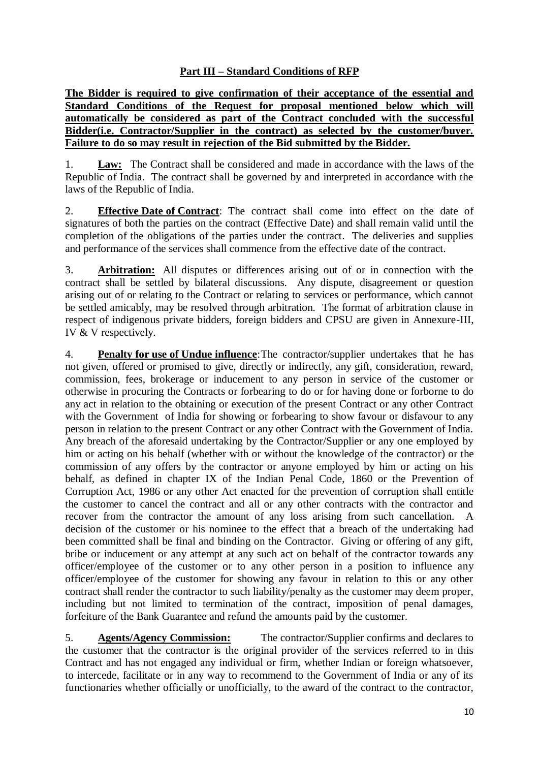## Part III – Standard Conditions of RFP

**The Bidder is required to give confirmation of their acceptance of the essential and Standard Conditions of the Request for proposal mentioned below which will automatically be considered as part of the Contract concluded with the successful Bidder(i.e. Contractor/Supplier in the contract) as selected by the customer/buyer. Failure to do so may result in rejection of the Bid submitted by the Bidder.**

1. **Law:** The Contract shall be considered and made in accordance with the laws of the Republic of India. The contract shall be governed by and interpreted in accordance with the laws of the Republic of India.

2. **Effective Date of Contract**: The contract shall come into effect on the date of signatures of both the parties on the contract (Effective Date) and shall remain valid until the completion of the obligations of the parties under the contract. The deliveries and supplies and performance of the services shall commence from the effective date of the contract.

3. **Arbitration:** All disputes or differences arising out of or in connection with the contract shall be settled by bilateral discussions. Any dispute, disagreement or question arising out of or relating to the Contract or relating to services or performance, which cannot be settled amicably, may be resolved through arbitration. The format of arbitration clause in respect of indigenous private bidders, foreign bidders and CPSU are given in Annexure-III, IV & V respectively.

4. **Penalty for use of Undue influence**:The contractor/supplier undertakes that he has not given, offered or promised to give, directly or indirectly, any gift, consideration, reward, commission, fees, brokerage or inducement to any person in service of the customer or otherwise in procuring the Contracts or forbearing to do or for having done or forborne to do any act in relation to the obtaining or execution of the present Contract or any other Contract with the Government of India for showing or forbearing to show favour or disfavour to any person in relation to the present Contract or any other Contract with the Government of India. Any breach of the aforesaid undertaking by the Contractor/Supplier or any one employed by him or acting on his behalf (whether with or without the knowledge of the contractor) or the commission of any offers by the contractor or anyone employed by him or acting on his behalf, as defined in chapter IX of the Indian Penal Code, 1860 or the Prevention of Corruption Act, 1986 or any other Act enacted for the prevention of corruption shall entitle the customer to cancel the contract and all or any other contracts with the contractor and recover from the contractor the amount of any loss arising from such cancellation. A decision of the customer or his nominee to the effect that a breach of the undertaking had been committed shall be final and binding on the Contractor. Giving or offering of any gift, bribe or inducement or any attempt at any such act on behalf of the contractor towards any officer/employee of the customer or to any other person in a position to influence any officer/employee of the customer for showing any favour in relation to this or any other contract shall render the contractor to such liability/penalty as the customer may deem proper, including but not limited to termination of the contract, imposition of penal damages, forfeiture of the Bank Guarantee and refund the amounts paid by the customer.

5. **Agents/Agency Commission:** The contractor/Supplier confirms and declares to the customer that the contractor is the original provider of the services referred to in this Contract and has not engaged any individual or firm, whether Indian or foreign whatsoever, to intercede, facilitate or in any way to recommend to the Government of India or any of its functionaries whether officially or unofficially, to the award of the contract to the contractor,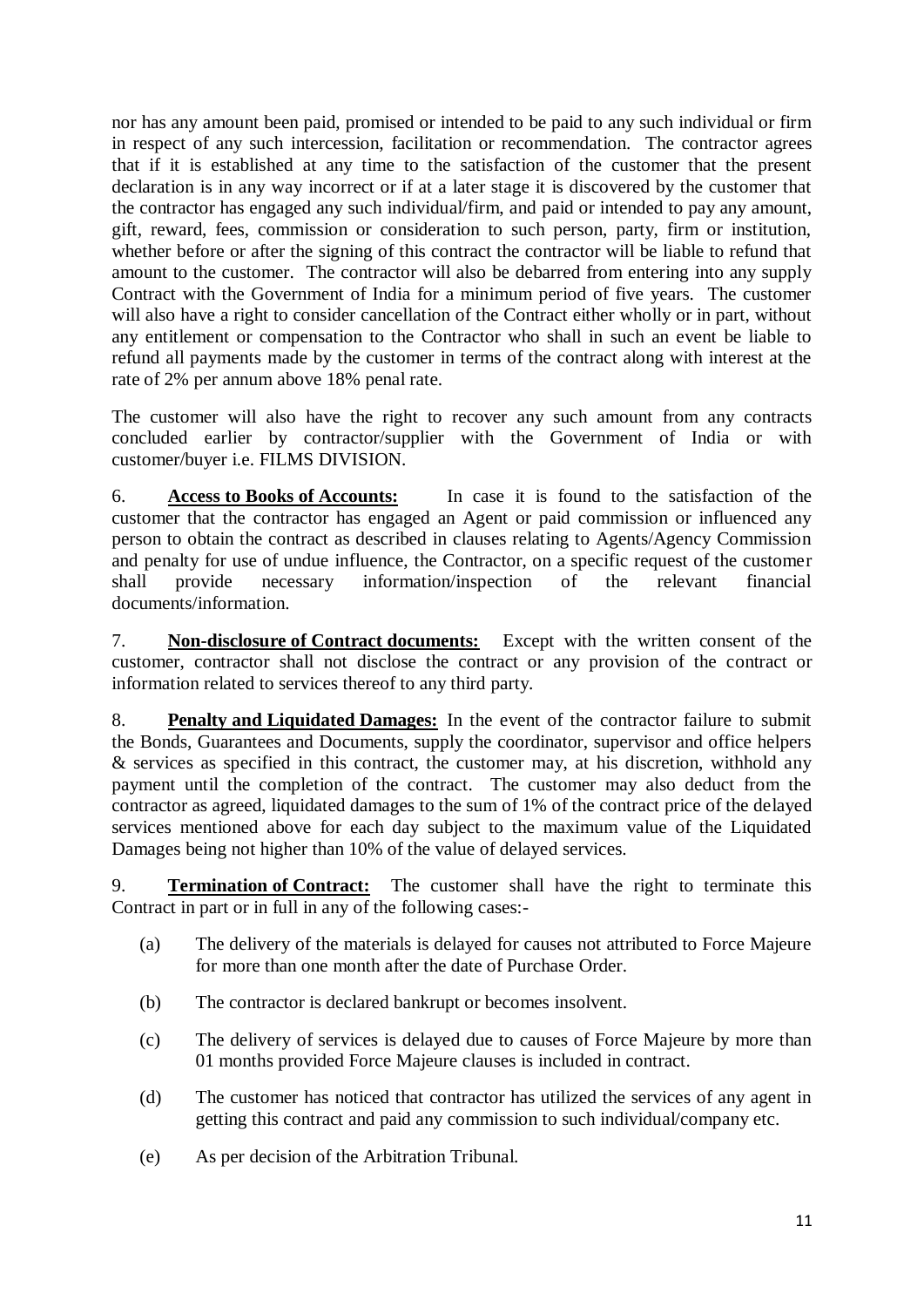nor has any amount been paid, promised or intended to be paid to any such individual or firm in respect of any such intercession, facilitation or recommendation. The contractor agrees that if it is established at any time to the satisfaction of the customer that the present declaration is in any way incorrect or if at a later stage it is discovered by the customer that the contractor has engaged any such individual/firm, and paid or intended to pay any amount, gift, reward, fees, commission or consideration to such person, party, firm or institution, whether before or after the signing of this contract the contractor will be liable to refund that amount to the customer. The contractor will also be debarred from entering into any supply Contract with the Government of India for a minimum period of five years. The customer will also have a right to consider cancellation of the Contract either wholly or in part, without any entitlement or compensation to the Contractor who shall in such an event be liable to refund all payments made by the customer in terms of the contract along with interest at the rate of 2% per annum above 18% penal rate.

The customer will also have the right to recover any such amount from any contracts concluded earlier by contractor/supplier with the Government of India or with customer/buyer i.e. FILMS DIVISION.

6. **Access to Books of Accounts:** In case it is found to the satisfaction of the customer that the contractor has engaged an Agent or paid commission or influenced any person to obtain the contract as described in clauses relating to Agents/Agency Commission and penalty for use of undue influence, the Contractor, on a specific request of the customer shall provide necessary information/inspection of the relevant financial documents/information.

7. **Non-disclosure of Contract documents:** Except with the written consent of the customer, contractor shall not disclose the contract or any provision of the contract or information related to services thereof to any third party.

8. **Penalty and Liquidated Damages:** In the event of the contractor failure to submit the Bonds, Guarantees and Documents, supply the coordinator, supervisor and office helpers & services as specified in this contract, the customer may, at his discretion, withhold any payment until the completion of the contract. The customer may also deduct from the contractor as agreed, liquidated damages to the sum of 1% of the contract price of the delayed services mentioned above for each day subject to the maximum value of the Liquidated Damages being not higher than 10% of the value of delayed services.

9. **Termination of Contract:** The customer shall have the right to terminate this Contract in part or in full in any of the following cases:-

(a) The delivery of the materials is delayed for causes not attributed to Force Majeure for more than one month after the date of Purchase Order.

(b) The contractor is declared bankrupt or becomes insolvent.

(c) The delivery of services is delayed due to causes of Force Majeure by more than 01 months provided Force Majeure clauses is included in contract.

(d) The customer has noticed that contractor has utilized the services of any agent in getting this contract and paid any commission to such individual/company etc.

(e) As per decision of the Arbitration Tribunal.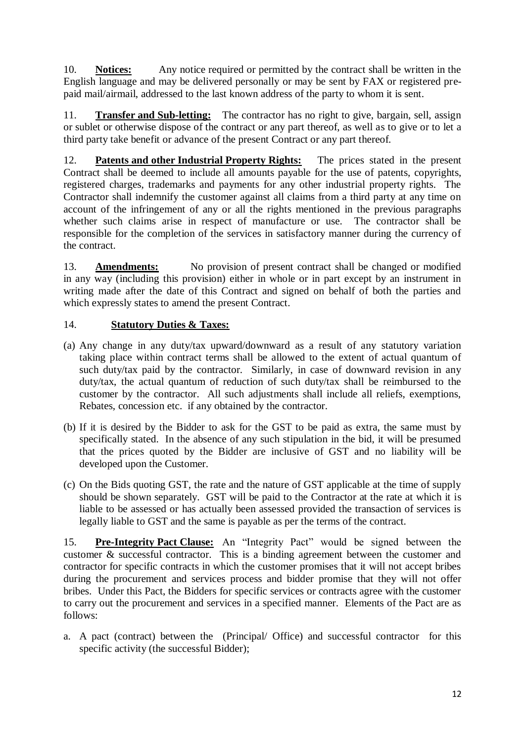10. **Notices:** Any notice required or permitted by the contract shall be written in the English language and may be delivered personally or may be sent by FAX or registered pre-paid mail/airmail, addressed to the last known address of the party to whom it is sent.

11. **Transfer and Sub-letting:** The contractor has no right to give, bargain, sell, assign or sublet or otherwise dispose of the contract or any part thereof, as well as to give or to let a third party take benefit or advance of the present Contract or any part thereof.

12. **Patents and other Industrial Property Rights:** The prices stated in the present Contract shall be deemed to include all amounts payable for the use of patents, copyrights, registered charges, trademarks and payments for any other industrial property rights. The Contractor shall indemnify the customer against all claims from a third party at any time on account of the infringement of any or all the rights mentioned in the previous paragraphs whether such claims arise in respect of manufacture or use. The contractor shall be responsible for the completion of the services in satisfactory manner during the currency of the contract.

13. **Amendments:** No provision of present contract shall be changed or modified in any way (including this provision) either in whole or in part except by an instrument in writing made after the date of this Contract and signed on behalf of both the parties and which expressly states to amend the present Contract.

14. **Statutory Duties & Taxes:**

(a) Any change in any duty/tax upward/downward as a result of any statutory variation taking place within contract terms shall be allowed to the extent of actual quantum of such duty/tax paid by the contractor. Similarly, in case of downward revision in any duty/tax, the actual quantum of reduction of such duty/tax shall be reimbursed to the customer by the contractor. All such adjustments shall include all reliefs, exemptions, Rebates, concession etc. if any obtained by the contractor.

(b) If it is desired by the Bidder to ask for the GST to be paid as extra, the same must by specifically stated. In the absence of any such stipulation in the bid, it will be presumed that the prices quoted by the Bidder are inclusive of GST and no liability will be developed upon the Customer.

(c) On the Bids quoting GST, the rate and the nature of GST applicable at the time of supply should be shown separately. GST will be paid to the Contractor at the rate at which it is liable to be assessed or has actually been assessed provided the transaction of services is legally liable to GST and the same is payable as per the terms of the contract.

15. **Pre-Integrity Pact Clause:** An "Integrity Pact" would be signed between the customer & successful contractor. This is a binding agreement between the customer and contractor for specific contracts in which the customer promises that it will not accept bribes during the procurement and services process and bidder promise that they will not offer bribes. Under this Pact, the Bidders for specific services or contracts agree with the customer to carry out the procurement and services in a specified manner. Elements of the Pact are as follows:

a. A pact (contract) between the (Principal/ Office) and successful contractor for this specific activity (the successful Bidder);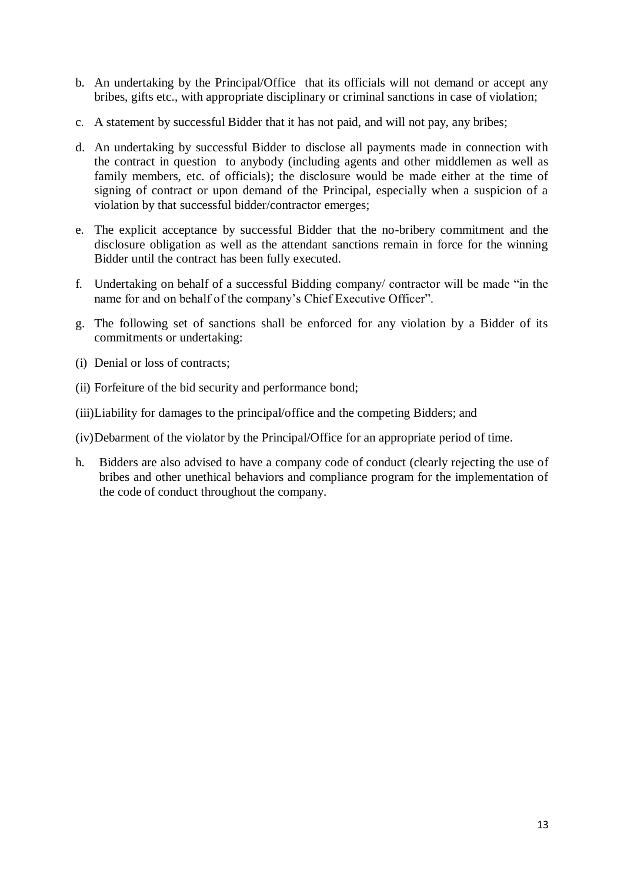b. An undertaking by the Principal/Office that its officials will not demand or accept any bribes, gifts etc., with appropriate disciplinary or criminal sanctions in case of violation;

c. A statement by successful Bidder that it has not paid, and will not pay, any bribes;

d. An undertaking by successful Bidder to disclose all payments made in connection with the contract in question to anybody (including agents and other middlemen as well as family members, etc. of officials); the disclosure would be made either at the time of signing of contract or upon demand of the Principal, especially when a suspicion of a violation by that successful bidder/contractor emerges;

e. The explicit acceptance by successful Bidder that the no-bribery commitment and the disclosure obligation as well as the attendant sanctions remain in force for the winning Bidder until the contract has been fully executed.

f. Undertaking on behalf of a successful Bidding company/ contractor will be made "in the name for and on behalf of the company's Chief Executive Officer".

g. The following set of sanctions shall be enforced for any violation by a Bidder of its commitments or undertaking:

(i) Denial or loss of contracts;

(ii) Forfeiture of the bid security and performance bond;

(iii) Liability for damages to the principal/office and the competing Bidders; and

(iv) Debarment of the violator by the Principal/Office for an appropriate period of time.

h. Bidders are also advised to have a company code of conduct (clearly rejecting the use of bribes and other unethical behaviors and compliance program for the implementation of the code of conduct throughout the company.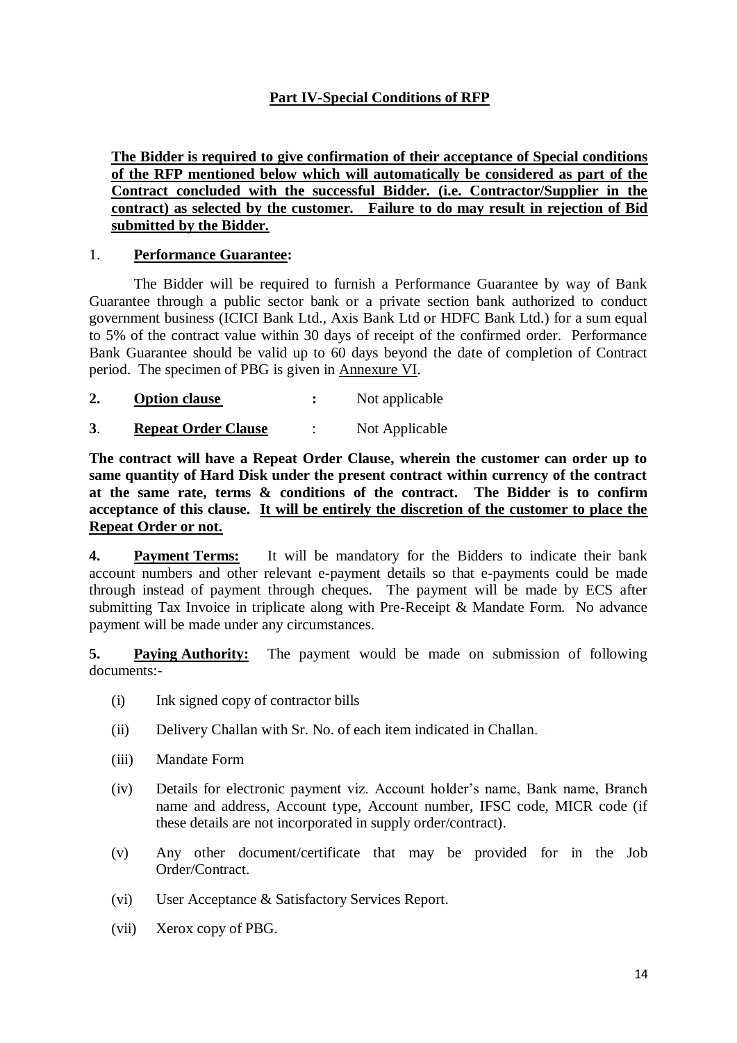## Part IV-Special Conditions of RFP

**The Bidder is required to give confirmation of their acceptance of Special conditions of the RFP mentioned below which will automatically be considered as part of the Contract concluded with the successful Bidder. (i.e. Contractor/Supplier in the contract) as selected by the customer. Failure to do may result in rejection of Bid submitted by the Bidder.**

1. **Performance Guarantee:**

The Bidder will be required to furnish a Performance Guarantee by way of Bank Guarantee through a public sector bank or a private section bank authorized to conduct government business (ICICI Bank Ltd., Axis Bank Ltd or HDFC Bank Ltd.) for a sum equal to 5% of the contract value within 30 days of receipt of the confirmed order. Performance Bank Guarantee should be valid up to 60 days beyond the date of completion of Contract period. The specimen of PBG is given in Annexure VI.

**2. Option clause :** Not applicable

**3. Repeat Order Clause** : Not Applicable

**The contract will have a Repeat Order Clause, wherein the customer can order up to same quantity of Hard Disk under the present contract within currency of the contract at the same rate, terms & conditions of the contract. The Bidder is to confirm acceptance of this clause. It will be entirely the discretion of the customer to place the Repeat Order or not.**

**4. Payment Terms:** It will be mandatory for the Bidders to indicate their bank account numbers and other relevant e-payment details so that e-payments could be made through instead of payment through cheques. The payment will be made by ECS after submitting Tax Invoice in triplicate along with Pre-Receipt & Mandate Form. No advance payment will be made under any circumstances.

**5. Paying Authority:** The payment would be made on submission of following documents:-

(i) Ink signed copy of contractor bills

(ii) Delivery Challan with Sr. No. of each item indicated in Challan.

(iii) Mandate Form

(iv) Details for electronic payment viz. Account holder's name, Bank name, Branch name and address, Account type, Account number, IFSC code, MICR code (if these details are not incorporated in supply order/contract).

(v) Any other document/certificate that may be provided for in the Job Order/Contract.

(vi) User Acceptance & Satisfactory Services Report.

(vii) Xerox copy of PBG.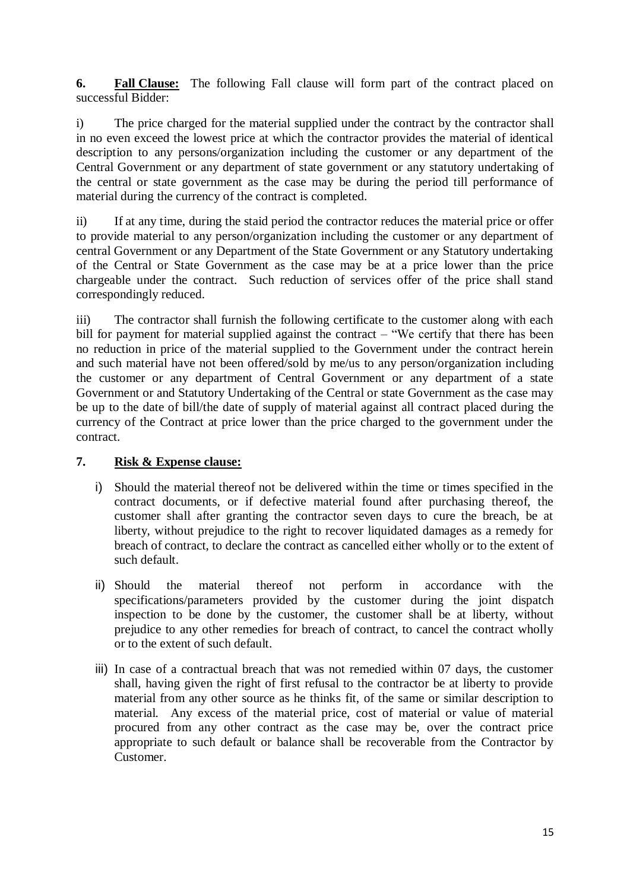**6. Fall Clause:** The following Fall clause will form part of the contract placed on successful Bidder:

i) The price charged for the material supplied under the contract by the contractor shall in no even exceed the lowest price at which the contractor provides the material of identical description to any persons/organization including the customer or any department of the Central Government or any department of state government or any statutory undertaking of the central or state government as the case may be during the period till performance of material during the currency of the contract is completed.

ii) If at any time, during the staid period the contractor reduces the material price or offer to provide material to any person/organization including the customer or any department of central Government or any Department of the State Government or any Statutory undertaking of the Central or State Government as the case may be at a price lower than the price chargeable under the contract. Such reduction of services offer of the price shall stand correspondingly reduced.

iii) The contractor shall furnish the following certificate to the customer along with each bill for payment for material supplied against the contract – "We certify that there has been no reduction in price of the material supplied to the Government under the contract herein and such material have not been offered/sold by me/us to any person/organization including the customer or any department of Central Government or any department of a state Government or and Statutory Undertaking of the Central or state Government as the case may be up to the date of bill/the date of supply of material against all contract placed during the currency of the Contract at price lower than the price charged to the government under the contract.

**7. Risk & Expense clause:**

i) Should the material thereof not be delivered within the time or times specified in the contract documents, or if defective material found after purchasing thereof, the customer shall after granting the contractor seven days to cure the breach, be at liberty, without prejudice to the right to recover liquidated damages as a remedy for breach of contract, to declare the contract as cancelled either wholly or to the extent of such default.

ii) Should the material thereof not perform in accordance with the specifications/parameters provided by the customer during the joint dispatch inspection to be done by the customer, the customer shall be at liberty, without prejudice to any other remedies for breach of contract, to cancel the contract wholly or to the extent of such default.

iii) In case of a contractual breach that was not remedied within 07 days, the customer shall, having given the right of first refusal to the contractor be at liberty to provide material from any other source as he thinks fit, of the same or similar description to material. Any excess of the material price, cost of material or value of material procured from any other contract as the case may be, over the contract price appropriate to such default or balance shall be recoverable from the Contractor by Customer.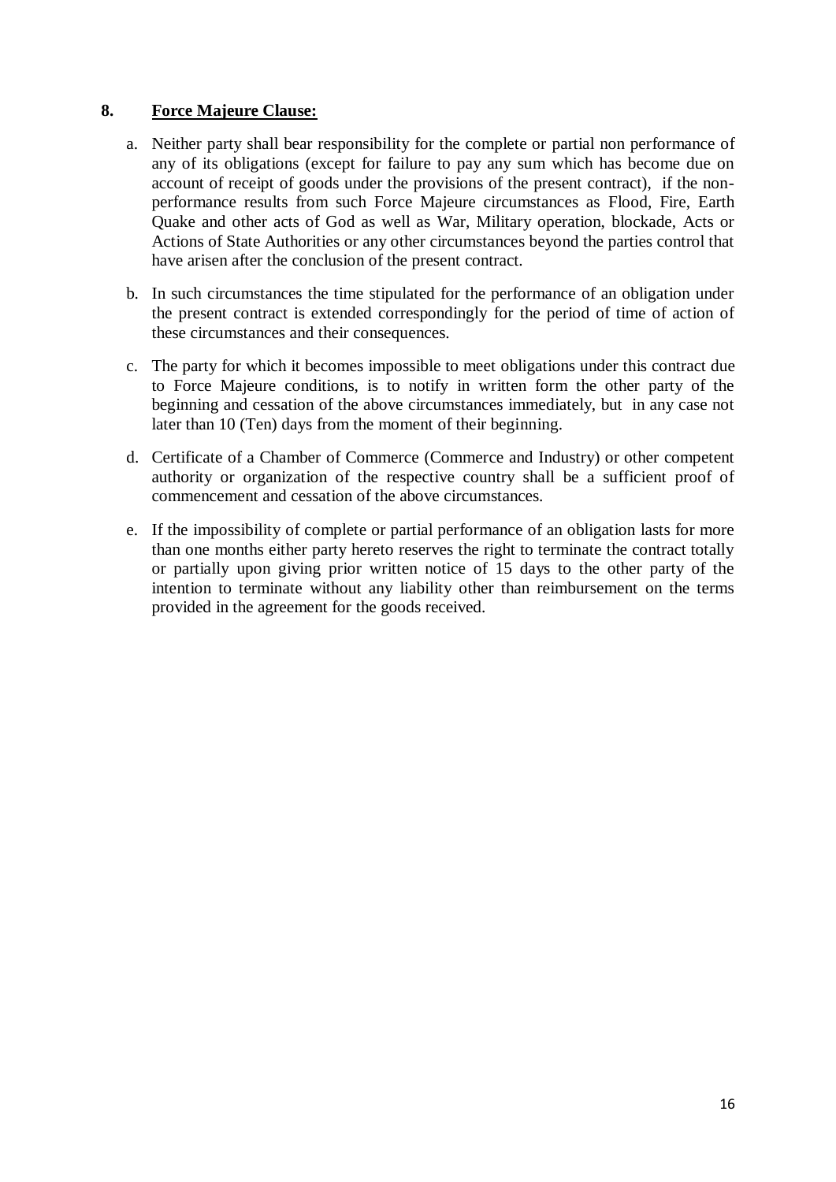## 8. **Force Majeure Clause:**

a. Neither party shall bear responsibility for the complete or partial non performance of any of its obligations (except for failure to pay any sum which has become due on account of receipt of goods under the provisions of the present contract), if the non-performance results from such Force Majeure circumstances as Flood, Fire, Earth Quake and other acts of God as well as War, Military operation, blockade, Acts or Actions of State Authorities or any other circumstances beyond the parties control that have arisen after the conclusion of the present contract.

b. In such circumstances the time stipulated for the performance of an obligation under the present contract is extended correspondingly for the period of time of action of these circumstances and their consequences.

c. The party for which it becomes impossible to meet obligations under this contract due to Force Majeure conditions, is to notify in written form the other party of the beginning and cessation of the above circumstances immediately, but in any case not later than 10 (Ten) days from the moment of their beginning.

d. Certificate of a Chamber of Commerce (Commerce and Industry) or other competent authority or organization of the respective country shall be a sufficient proof of commencement and cessation of the above circumstances.

e. If the impossibility of complete or partial performance of an obligation lasts for more than one months either party hereto reserves the right to terminate the contract totally or partially upon giving prior written notice of 15 days to the other party of the intention to terminate without any liability other than reimbursement on the terms provided in the agreement for the goods received.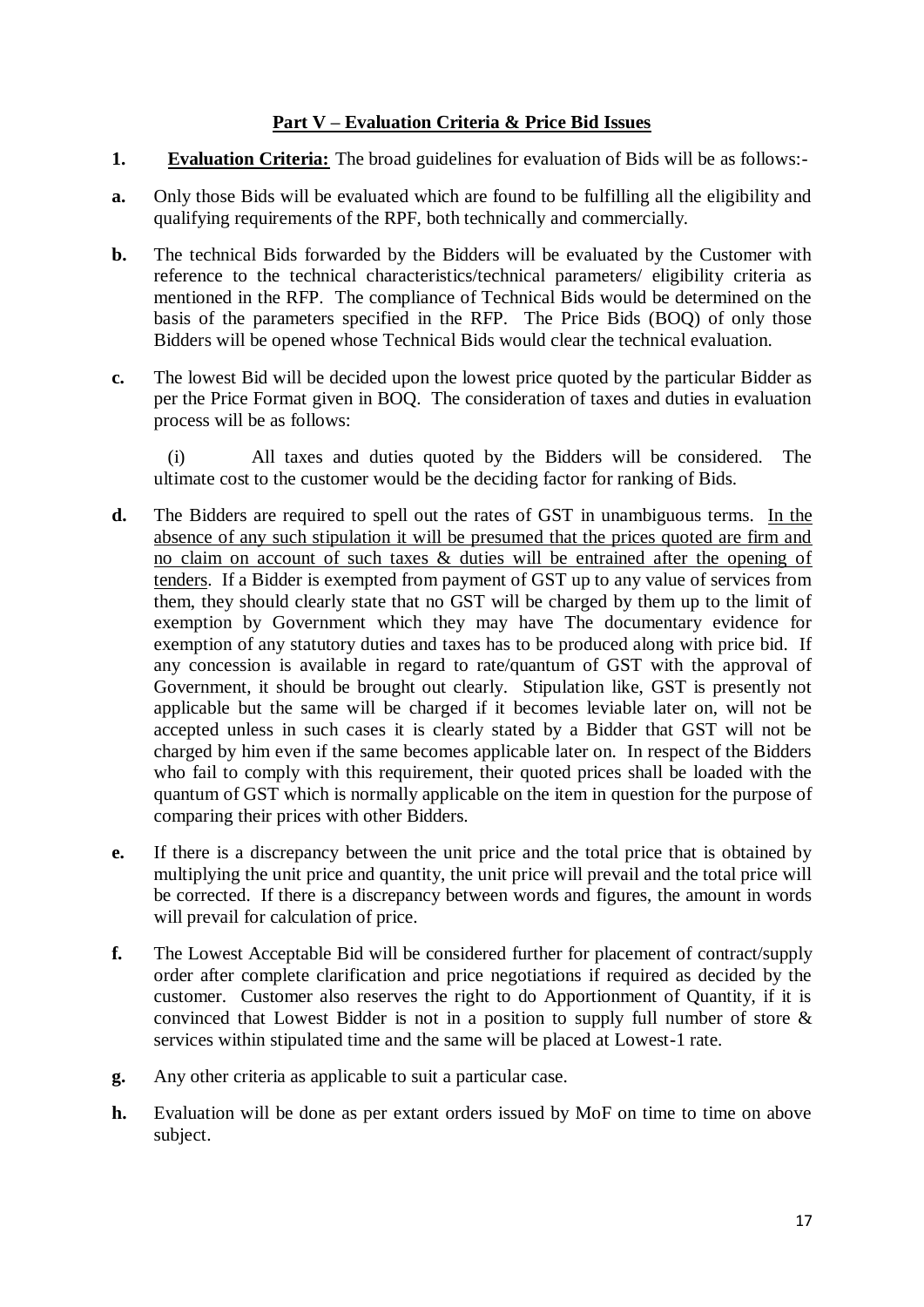## Part V – Evaluation Criteria & Price Bid Issues

**1. Evaluation Criteria:** The broad guidelines for evaluation of Bids will be as follows:-

**a.** Only those Bids will be evaluated which are found to be fulfilling all the eligibility and qualifying requirements of the RPF, both technically and commercially.

**b.** The technical Bids forwarded by the Bidders will be evaluated by the Customer with reference to the technical characteristics/technical parameters/ eligibility criteria as mentioned in the RFP. The compliance of Technical Bids would be determined on the basis of the parameters specified in the RFP. The Price Bids (BOQ) of only those Bidders will be opened whose Technical Bids would clear the technical evaluation.

**c.** The lowest Bid will be decided upon the lowest price quoted by the particular Bidder as per the Price Format given in BOQ. The consideration of taxes and duties in evaluation process will be as follows:

(i) All taxes and duties quoted by the Bidders will be considered. The ultimate cost to the customer would be the deciding factor for ranking of Bids.

**d.** The Bidders are required to spell out the rates of GST in unambiguous terms. <u>In the absence of any such stipulation it will be presumed that the prices quoted are firm and no claim on account of such taxes & duties will be entrained after the opening of tenders</u>. If a Bidder is exempted from payment of GST up to any value of services from them, they should clearly state that no GST will be charged by them up to the limit of exemption by Government which they may have The documentary evidence for exemption of any statutory duties and taxes has to be produced along with price bid. If any concession is available in regard to rate/quantum of GST with the approval of Government, it should be brought out clearly. Stipulation like, GST is presently not applicable but the same will be charged if it becomes leviable later on, will not be accepted unless in such cases it is clearly stated by a Bidder that GST will not be charged by him even if the same becomes applicable later on. In respect of the Bidders who fail to comply with this requirement, their quoted prices shall be loaded with the quantum of GST which is normally applicable on the item in question for the purpose of comparing their prices with other Bidders.

**e.** If there is a discrepancy between the unit price and the total price that is obtained by multiplying the unit price and quantity, the unit price will prevail and the total price will be corrected. If there is a discrepancy between words and figures, the amount in words will prevail for calculation of price.

**f.** The Lowest Acceptable Bid will be considered further for placement of contract/supply order after complete clarification and price negotiations if required as decided by the customer. Customer also reserves the right to do Apportionment of Quantity, if it is convinced that Lowest Bidder is not in a position to supply full number of store & services within stipulated time and the same will be placed at Lowest-1 rate.

**g.** Any other criteria as applicable to suit a particular case.

**h.** Evaluation will be done as per extant orders issued by MoF on time to time on above subject.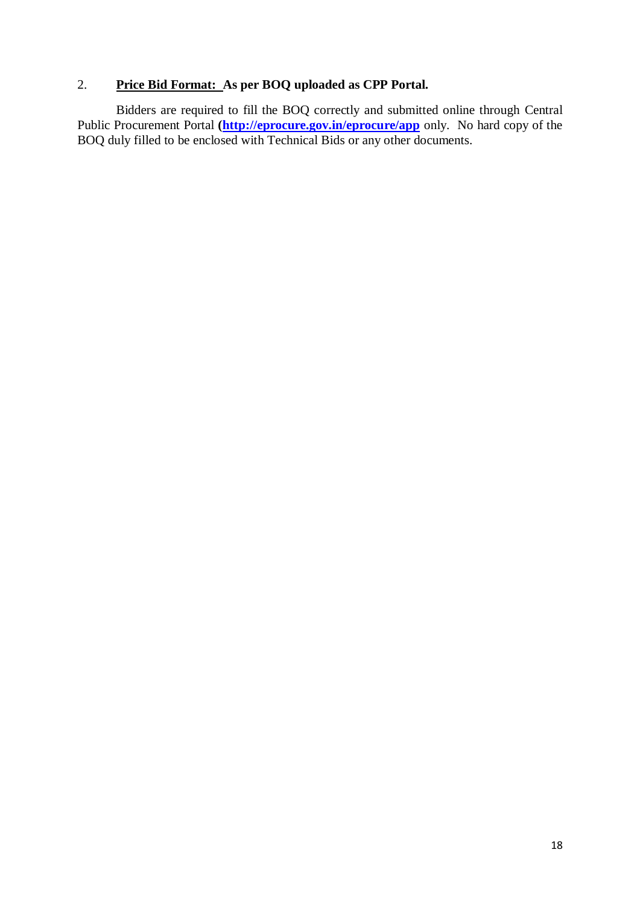2. **Price Bid Format: As per BOQ uploaded as CPP Portal.**

Bidders are required to fill the BOQ correctly and submitted online through Central Public Procurement Portal **(http://eprocure.gov.in/eprocure/app** only. No hard copy of the BOQ duly filled to be enclosed with Technical Bids or any other documents.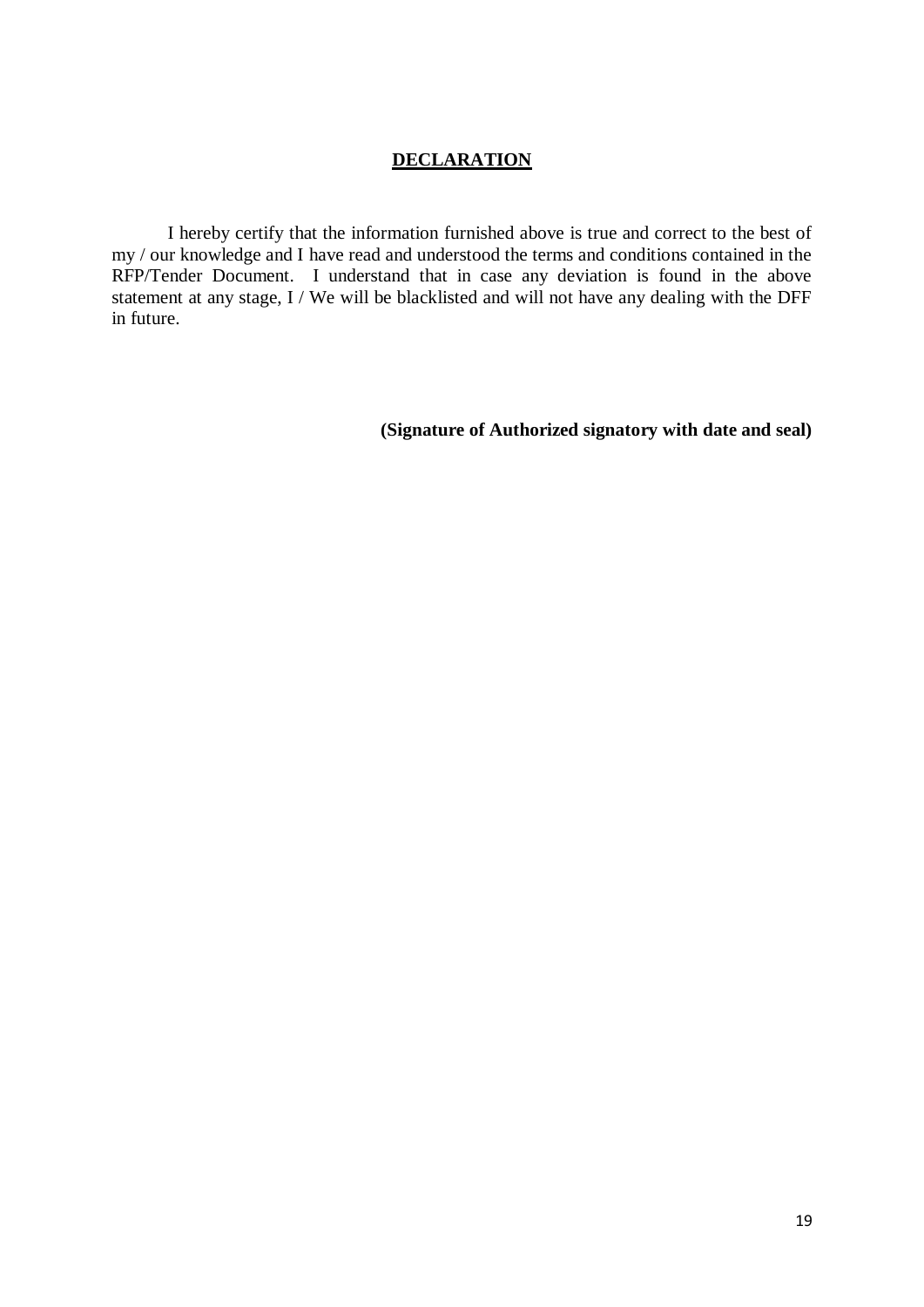**DECLARATION**

I hereby certify that the information furnished above is true and correct to the best of my / our knowledge and I have read and understood the terms and conditions contained in the RFP/Tender Document. I understand that in case any deviation is found in the above statement at any stage, I / We will be blacklisted and will not have any dealing with the DFF in future.

**(Signature of Authorized signatory with date and seal)**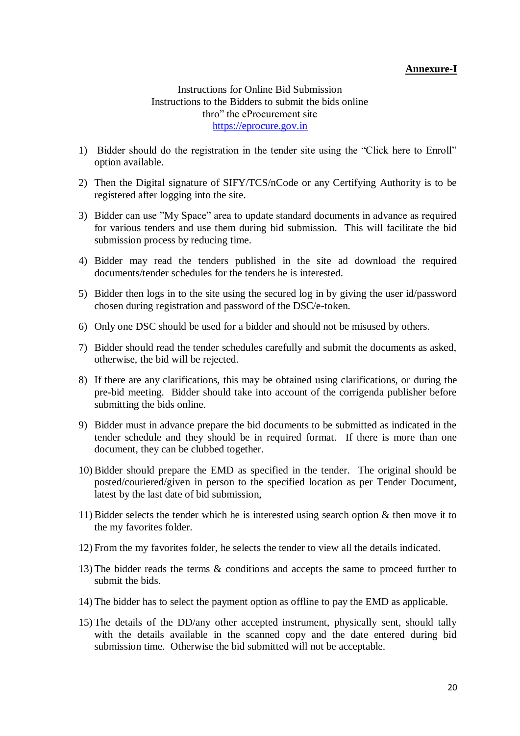**Annexure-I**

Instructions for Online Bid Submission
Instructions to the Bidders to submit the bids online
thro" the eProcurement site
https://eprocure.gov.in

1) Bidder should do the registration in the tender site using the "Click here to Enroll" option available.

2) Then the Digital signature of SIFY/TCS/nCode or any Certifying Authority is to be registered after logging into the site.

3) Bidder can use "My Space" area to update standard documents in advance as required for various tenders and use them during bid submission. This will facilitate the bid submission process by reducing time.

4) Bidder may read the tenders published in the site ad download the required documents/tender schedules for the tenders he is interested.

5) Bidder then logs in to the site using the secured log in by giving the user id/password chosen during registration and password of the DSC/e-token.

6) Only one DSC should be used for a bidder and should not be misused by others.

7) Bidder should read the tender schedules carefully and submit the documents as asked, otherwise, the bid will be rejected.

8) If there are any clarifications, this may be obtained using clarifications, or during the pre-bid meeting. Bidder should take into account of the corrigenda publisher before submitting the bids online.

9) Bidder must in advance prepare the bid documents to be submitted as indicated in the tender schedule and they should be in required format. If there is more than one document, they can be clubbed together.

10) Bidder should prepare the EMD as specified in the tender. The original should be posted/couriered/given in person to the specified location as per Tender Document, latest by the last date of bid submission,

11) Bidder selects the tender which he is interested using search option & then move it to the my favorites folder.

12) From the my favorites folder, he selects the tender to view all the details indicated.

13) The bidder reads the terms & conditions and accepts the same to proceed further to submit the bids.

14) The bidder has to select the payment option as offline to pay the EMD as applicable.

15) The details of the DD/any other accepted instrument, physically sent, should tally with the details available in the scanned copy and the date entered during bid submission time. Otherwise the bid submitted will not be acceptable.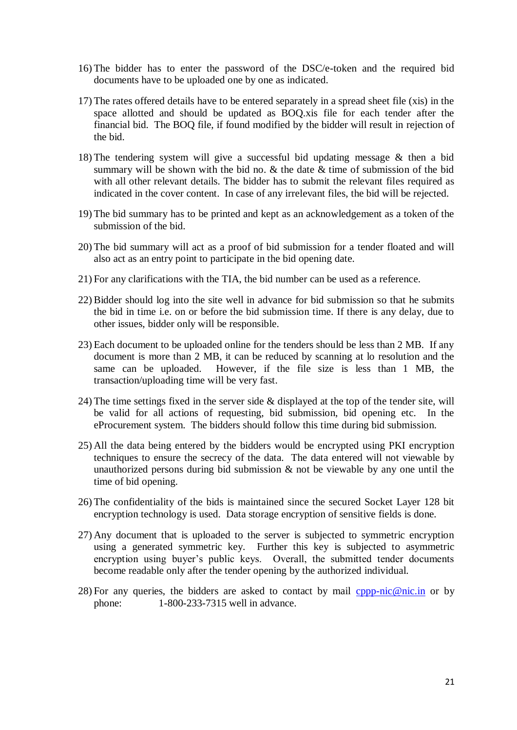16) The bidder has to enter the password of the DSC/e-token and the required bid documents have to be uploaded one by one as indicated.

17) The rates offered details have to be entered separately in a spread sheet file (xis) in the space allotted and should be updated as BOQ.xis file for each tender after the financial bid. The BOQ file, if found modified by the bidder will result in rejection of the bid.

18) The tendering system will give a successful bid updating message & then a bid summary will be shown with the bid no. & the date & time of submission of the bid with all other relevant details. The bidder has to submit the relevant files required as indicated in the cover content. In case of any irrelevant files, the bid will be rejected.

19) The bid summary has to be printed and kept as an acknowledgement as a token of the submission of the bid.

20) The bid summary will act as a proof of bid submission for a tender floated and will also act as an entry point to participate in the bid opening date.

21) For any clarifications with the TIA, the bid number can be used as a reference.

22) Bidder should log into the site well in advance for bid submission so that he submits the bid in time i.e. on or before the bid submission time. If there is any delay, due to other issues, bidder only will be responsible.

23) Each document to be uploaded online for the tenders should be less than 2 MB. If any document is more than 2 MB, it can be reduced by scanning at lo resolution and the same can be uploaded. However, if the file size is less than 1 MB, the transaction/uploading time will be very fast.

24) The time settings fixed in the server side & displayed at the top of the tender site, will be valid for all actions of requesting, bid submission, bid opening etc. In the eProcurement system. The bidders should follow this time during bid submission.

25) All the data being entered by the bidders would be encrypted using PKI encryption techniques to ensure the secrecy of the data. The data entered will not viewable by unauthorized persons during bid submission & not be viewable by any one until the time of bid opening.

26) The confidentiality of the bids is maintained since the secured Socket Layer 128 bit encryption technology is used. Data storage encryption of sensitive fields is done.

27) Any document that is uploaded to the server is subjected to symmetric encryption using a generated symmetric key. Further this key is subjected to asymmetric encryption using buyer's public keys. Overall, the submitted tender documents become readable only after the tender opening by the authorized individual.

28) For any queries, the bidders are asked to contact by mail cppp-nic@nic.in or by phone: 1-800-233-7315 well in advance.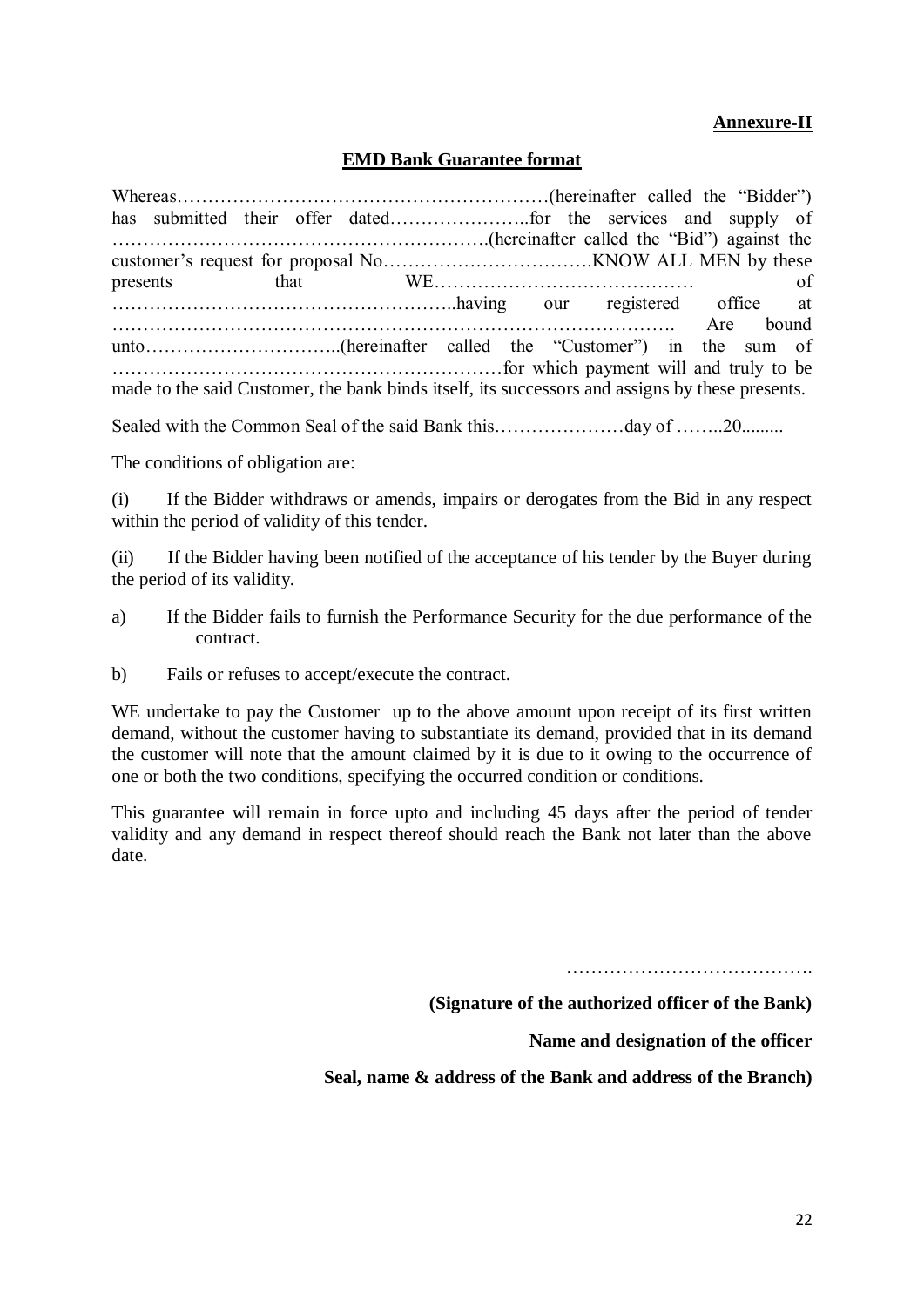**Annexure-II**

**EMD Bank Guarantee format**

Whereas……………………………………………………(hereinafter called the "Bidder") has submitted their offer dated…………………..for the services and supply of …………………………………………………..(hereinafter called the "Bid") against the customer's request for proposal No…………………………….KNOW ALL MEN by these presents that WE…………………………………… of ………………………………………………..having our registered office at ……………………………………………………………………………. Are bound unto…………………………..(hereinafter called the "Customer") in the sum of ………………………………………………………for which payment will and truly to be made to the said Customer, the bank binds itself, its successors and assigns by these presents.

Sealed with the Common Seal of the said Bank this…………………day of ……..20.........

The conditions of obligation are:

(i) If the Bidder withdraws or amends, impairs or derogates from the Bid in any respect within the period of validity of this tender.

(ii) If the Bidder having been notified of the acceptance of his tender by the Buyer during the period of its validity.

a) If the Bidder fails to furnish the Performance Security for the due performance of the contract.

b) Fails or refuses to accept/execute the contract.

WE undertake to pay the Customer up to the above amount upon receipt of its first written demand, without the customer having to substantiate its demand, provided that in its demand the customer will note that the amount claimed by it is due to it owing to the occurrence of one or both the two conditions, specifying the occurred condition or conditions.

This guarantee will remain in force upto and including 45 days after the period of tender validity and any demand in respect thereof should reach the Bank not later than the above date.

………………………………….

**(Signature of the authorized officer of the Bank)**

**Name and designation of the officer**

**Seal, name & address of the Bank and address of the Branch)**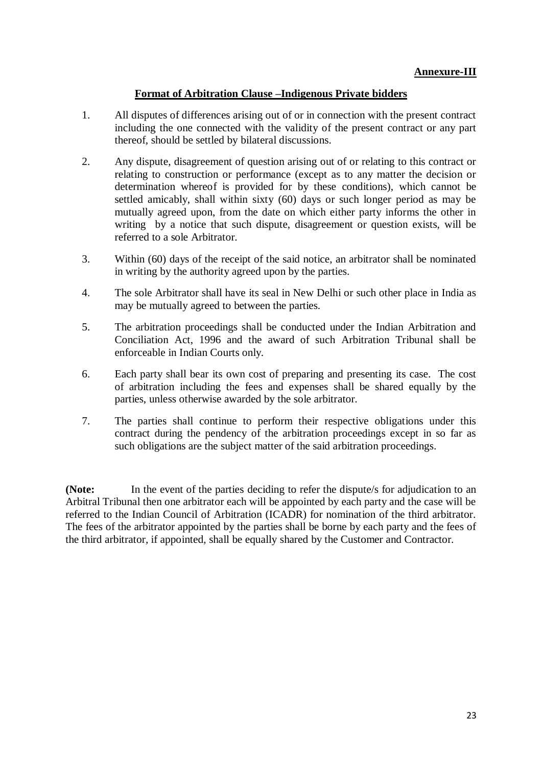**Annexure-III**

## Format of Arbitration Clause –Indigenous Private bidders

1. All disputes of differences arising out of or in connection with the present contract including the one connected with the validity of the present contract or any part thereof, should be settled by bilateral discussions.

2. Any dispute, disagreement of question arising out of or relating to this contract or relating to construction or performance (except as to any matter the decision or determination whereof is provided for by these conditions), which cannot be settled amicably, shall within sixty (60) days or such longer period as may be mutually agreed upon, from the date on which either party informs the other in writing by a notice that such dispute, disagreement or question exists, will be referred to a sole Arbitrator.

3. Within (60) days of the receipt of the said notice, an arbitrator shall be nominated in writing by the authority agreed upon by the parties.

4. The sole Arbitrator shall have its seal in New Delhi or such other place in India as may be mutually agreed to between the parties.

5. The arbitration proceedings shall be conducted under the Indian Arbitration and Conciliation Act, 1996 and the award of such Arbitration Tribunal shall be enforceable in Indian Courts only.

6. Each party shall bear its own cost of preparing and presenting its case. The cost of arbitration including the fees and expenses shall be shared equally by the parties, unless otherwise awarded by the sole arbitrator.

7. The parties shall continue to perform their respective obligations under this contract during the pendency of the arbitration proceedings except in so far as such obligations are the subject matter of the said arbitration proceedings.

**(Note:** In the event of the parties deciding to refer the dispute/s for adjudication to an Arbitral Tribunal then one arbitrator each will be appointed by each party and the case will be referred to the Indian Council of Arbitration (ICADR) for nomination of the third arbitrator. The fees of the arbitrator appointed by the parties shall be borne by each party and the fees of the third arbitrator, if appointed, shall be equally shared by the Customer and Contractor.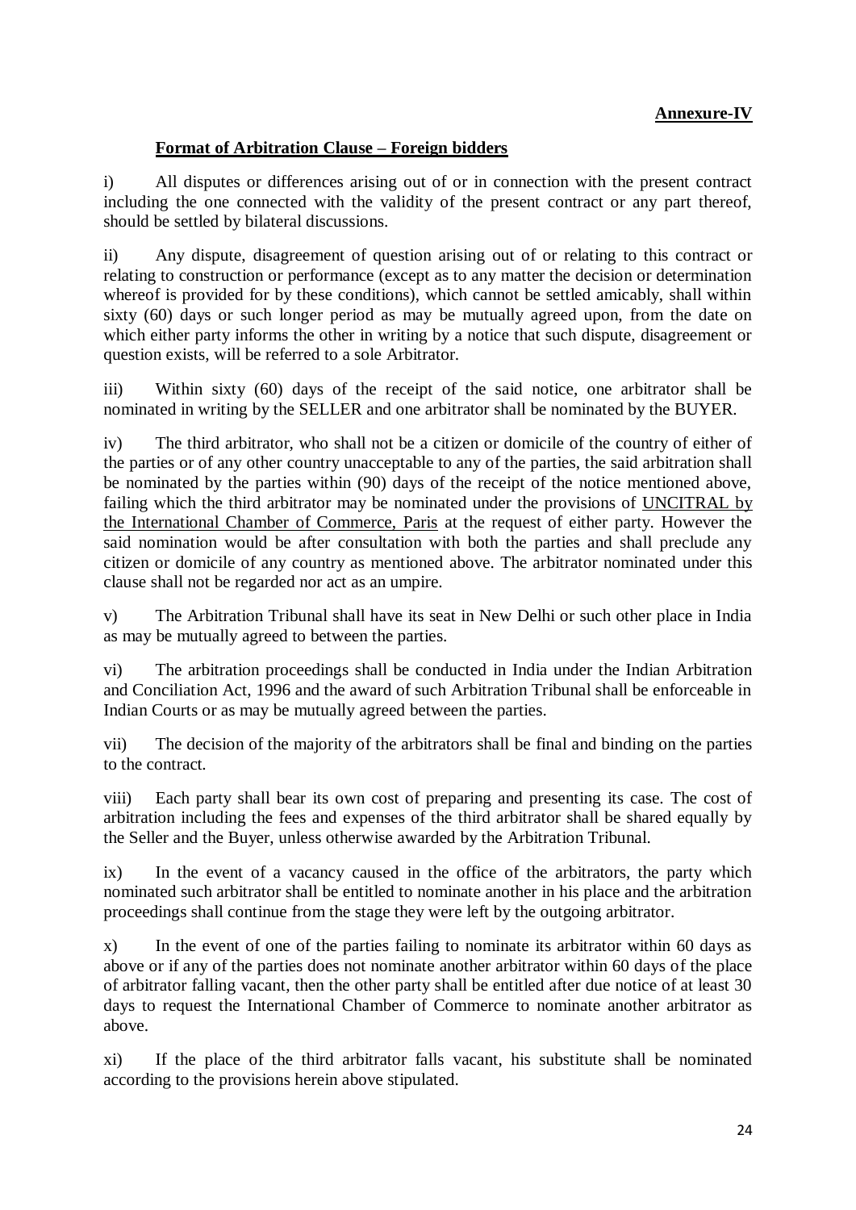**<u>Annexure-IV</u>**

**<u>Format of Arbitration Clause – Foreign bidders</u>**

i) All disputes or differences arising out of or in connection with the present contract including the one connected with the validity of the present contract or any part thereof, should be settled by bilateral discussions.

ii) Any dispute, disagreement of question arising out of or relating to this contract or relating to construction or performance (except as to any matter the decision or determination whereof is provided for by these conditions), which cannot be settled amicably, shall within sixty (60) days or such longer period as may be mutually agreed upon, from the date on which either party informs the other in writing by a notice that such dispute, disagreement or question exists, will be referred to a sole Arbitrator.

iii) Within sixty (60) days of the receipt of the said notice, one arbitrator shall be nominated in writing by the SELLER and one arbitrator shall be nominated by the BUYER.

iv) The third arbitrator, who shall not be a citizen or domicile of the country of either of the parties or of any other country unacceptable to any of the parties, the said arbitration shall be nominated by the parties within (90) days of the receipt of the notice mentioned above, failing which the third arbitrator may be nominated under the provisions of <u>UNCITRAL by the International Chamber of Commerce, Paris</u> at the request of either party. However the said nomination would be after consultation with both the parties and shall preclude any citizen or domicile of any country as mentioned above. The arbitrator nominated under this clause shall not be regarded nor act as an umpire.

v) The Arbitration Tribunal shall have its seat in New Delhi or such other place in India as may be mutually agreed to between the parties.

vi) The arbitration proceedings shall be conducted in India under the Indian Arbitration and Conciliation Act, 1996 and the award of such Arbitration Tribunal shall be enforceable in Indian Courts or as may be mutually agreed between the parties.

vii) The decision of the majority of the arbitrators shall be final and binding on the parties to the contract.

viii) Each party shall bear its own cost of preparing and presenting its case. The cost of arbitration including the fees and expenses of the third arbitrator shall be shared equally by the Seller and the Buyer, unless otherwise awarded by the Arbitration Tribunal.

ix) In the event of a vacancy caused in the office of the arbitrators, the party which nominated such arbitrator shall be entitled to nominate another in his place and the arbitration proceedings shall continue from the stage they were left by the outgoing arbitrator.

x) In the event of one of the parties failing to nominate its arbitrator within 60 days as above or if any of the parties does not nominate another arbitrator within 60 days of the place of arbitrator falling vacant, then the other party shall be entitled after due notice of at least 30 days to request the International Chamber of Commerce to nominate another arbitrator as above.

xi) If the place of the third arbitrator falls vacant, his substitute shall be nominated according to the provisions herein above stipulated.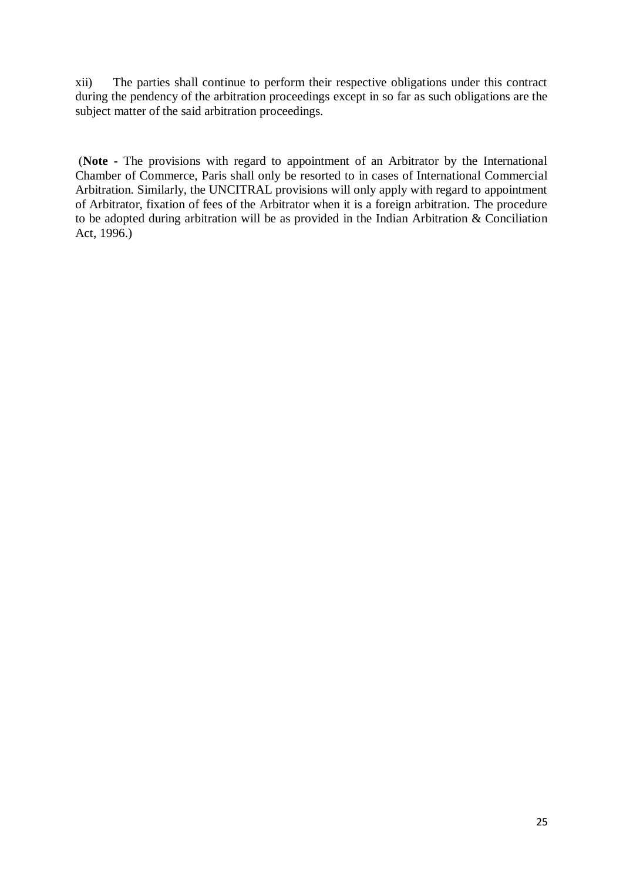xii) The parties shall continue to perform their respective obligations under this contract during the pendency of the arbitration proceedings except in so far as such obligations are the subject matter of the said arbitration proceedings.

(**Note** - The provisions with regard to appointment of an Arbitrator by the International Chamber of Commerce, Paris shall only be resorted to in cases of International Commercial Arbitration. Similarly, the UNCITRAL provisions will only apply with regard to appointment of Arbitrator, fixation of fees of the Arbitrator when it is a foreign arbitration. The procedure to be adopted during arbitration will be as provided in the Indian Arbitration & Conciliation Act, 1996.)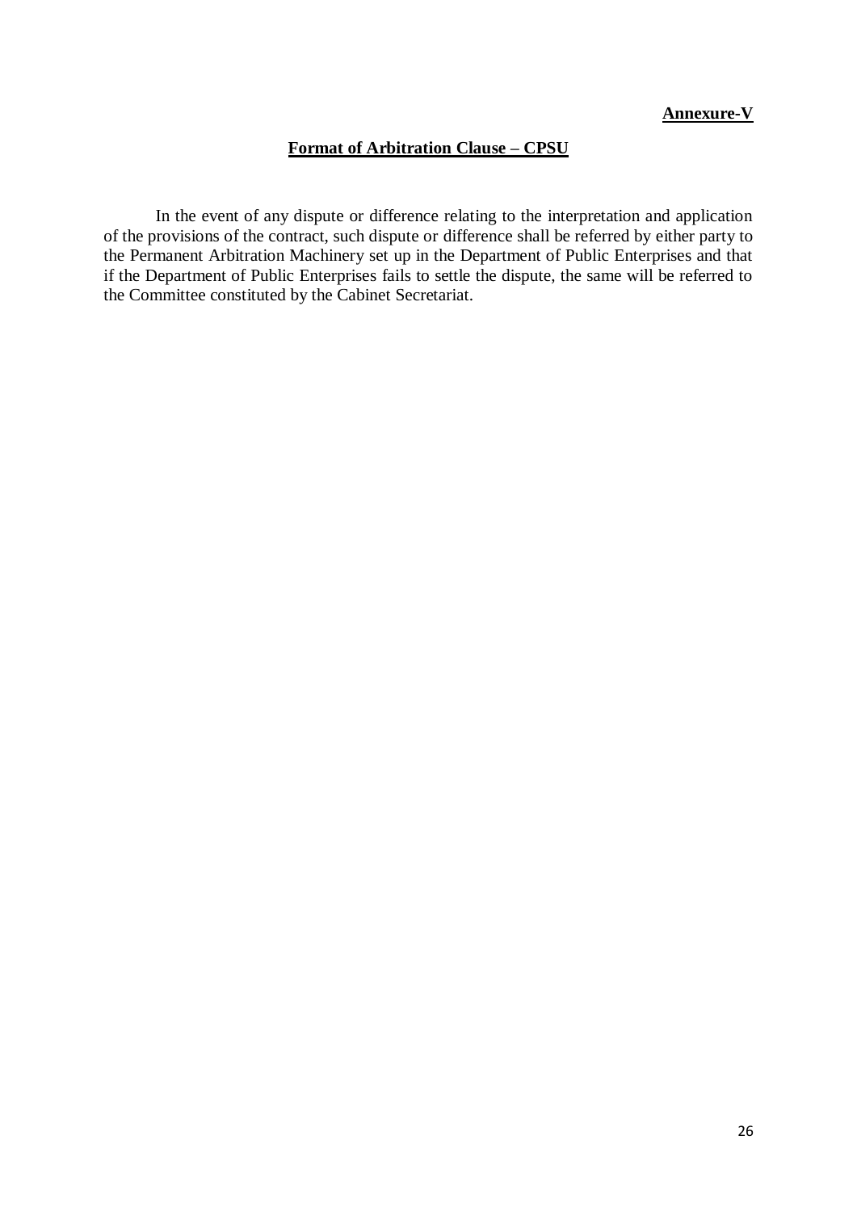**Annexure-V**

## Format of Arbitration Clause – CPSU

In the event of any dispute or difference relating to the interpretation and application of the provisions of the contract, such dispute or difference shall be referred by either party to the Permanent Arbitration Machinery set up in the Department of Public Enterprises and that if the Department of Public Enterprises fails to settle the dispute, the same will be referred to the Committee constituted by the Cabinet Secretariat.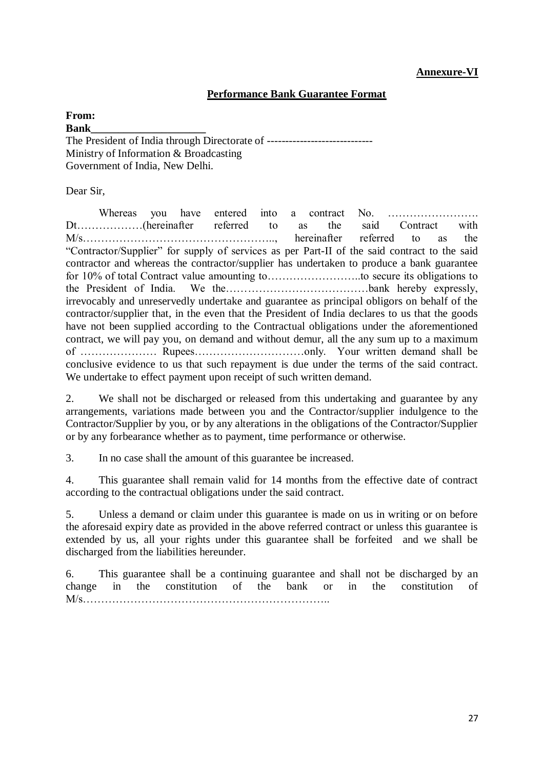**Annexure-VI**

**Performance Bank Guarantee Format**

**From:**
**Bank____________________**
The President of India through Directorate of -----------------------------
Ministry of Information & Broadcasting
Government of India, New Delhi.

Dear Sir,

Whereas you have entered into a contract No. ……………………. Dt………………(hereinafter referred to as the said Contract with M/s…………………………………………….., hereinafter referred to as the "Contractor/Supplier" for supply of services as per Part-II of the said contract to the said contractor and whereas the contractor/supplier has undertaken to produce a bank guarantee for 10% of total Contract value amounting to……………………..to secure its obligations to the President of India. We the…………………………………bank hereby expressly, irrevocably and unreservedly undertake and guarantee as principal obligors on behalf of the contractor/supplier that, in the even that the President of India declares to us that the goods have not been supplied according to the Contractual obligations under the aforementioned contract, we will pay you, on demand and without demur, all the any sum up to a maximum of ………………… Rupees…………………………only. Your written demand shall be conclusive evidence to us that such repayment is due under the terms of the said contract. We undertake to effect payment upon receipt of such written demand.

2. We shall not be discharged or released from this undertaking and guarantee by any arrangements, variations made between you and the Contractor/supplier indulgence to the Contractor/Supplier by you, or by any alterations in the obligations of the Contractor/Supplier or by any forbearance whether as to payment, time performance or otherwise.

3. In no case shall the amount of this guarantee be increased.

4. This guarantee shall remain valid for 14 months from the effective date of contract according to the contractual obligations under the said contract.

5. Unless a demand or claim under this guarantee is made on us in writing or on before the aforesaid expiry date as provided in the above referred contract or unless this guarantee is extended by us, all your rights under this guarantee shall be forfeited and we shall be discharged from the liabilities hereunder.

6. This guarantee shall be a continuing guarantee and shall not be discharged by an change in the constitution of the bank or in the constitution of M/s…………………………………………………………..